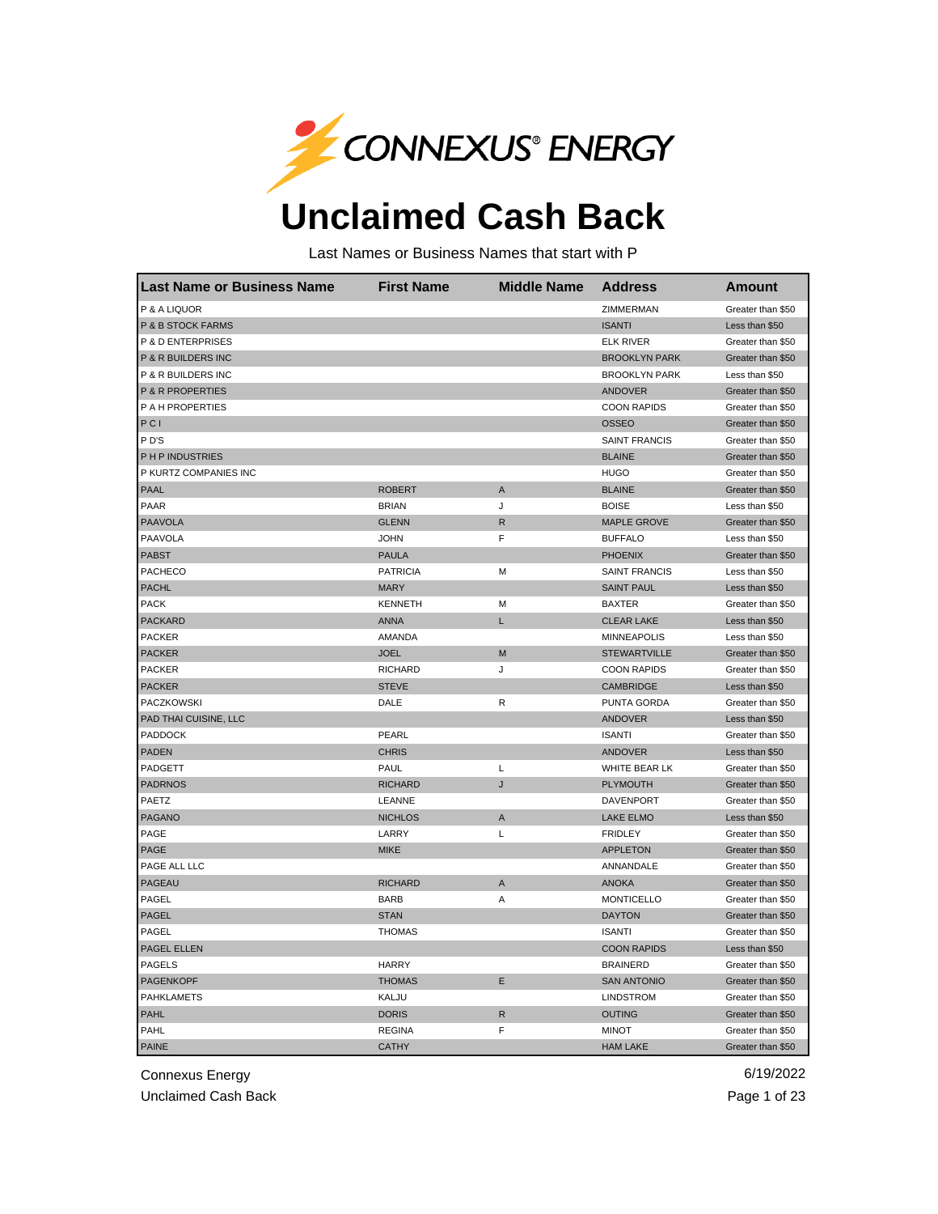CONNEXUS® ENERGY

# Unclaimed Cash Back

Last Names or Business Names that start with P

| Last Name or Business Name | First Name | Middle Name | Address | Amount |
|---|---|---|---|---|
| P & A LIQUOR | | | ZIMMERMAN | Greater than $50 |
| P & B STOCK FARMS | | | ISANTI | Less than $50 |
| P & D ENTERPRISES | | | ELK RIVER | Greater than $50 |
| P & R BUILDERS INC | | | BROOKLYN PARK | Greater than $50 |
| P & R BUILDERS INC | | | BROOKLYN PARK | Less than $50 |
| P & R PROPERTIES | | | ANDOVER | Greater than $50 |
| P A H PROPERTIES | | | COON RAPIDS | Greater than $50 |
| P C I | | | OSSEO | Greater than $50 |
| P D'S | | | SAINT FRANCIS | Greater than $50 |
| P H P INDUSTRIES | | | BLAINE | Greater than $50 |
| P KURTZ COMPANIES INC | | | HUGO | Greater than $50 |
| PAAL | ROBERT | A | BLAINE | Greater than $50 |
| PAAR | BRIAN | J | BOISE | Less than $50 |
| PAAVOLA | GLENN | R | MAPLE GROVE | Greater than $50 |
| PAAVOLA | JOHN | F | BUFFALO | Less than $50 |
| PABST | PAULA | | PHOENIX | Greater than $50 |
| PACHECO | PATRICIA | M | SAINT FRANCIS | Less than $50 |
| PACHL | MARY | | SAINT PAUL | Less than $50 |
| PACK | KENNETH | M | BAXTER | Greater than $50 |
| PACKARD | ANNA | L | CLEAR LAKE | Less than $50 |
| PACKER | AMANDA | | MINNEAPOLIS | Less than $50 |
| PACKER | JOEL | M | STEWARTVILLE | Greater than $50 |
| PACKER | RICHARD | J | COON RAPIDS | Greater than $50 |
| PACKER | STEVE | | CAMBRIDGE | Less than $50 |
| PACZKOWSKI | DALE | R | PUNTA GORDA | Greater than $50 |
| PAD THAI CUISINE, LLC | | | ANDOVER | Less than $50 |
| PADDOCK | PEARL | | ISANTI | Greater than $50 |
| PADEN | CHRIS | | ANDOVER | Less than $50 |
| PADGETT | PAUL | L | WHITE BEAR LK | Greater than $50 |
| PADRNOS | RICHARD | J | PLYMOUTH | Greater than $50 |
| PAETZ | LEANNE | | DAVENPORT | Greater than $50 |
| PAGANO | NICHLOS | A | LAKE ELMO | Less than $50 |
| PAGE | LARRY | L | FRIDLEY | Greater than $50 |
| PAGE | MIKE | | APPLETON | Greater than $50 |
| PAGE ALL LLC | | | ANNANDALE | Greater than $50 |
| PAGEAU | RICHARD | A | ANOKA | Greater than $50 |
| PAGEL | BARB | A | MONTICELLO | Greater than $50 |
| PAGEL | STAN | | DAYTON | Greater than $50 |
| PAGEL | THOMAS | | ISANTI | Greater than $50 |
| PAGEL ELLEN | | | COON RAPIDS | Less than $50 |
| PAGELS | HARRY | | BRAINERD | Greater than $50 |
| PAGENKOPF | THOMAS | E | SAN ANTONIO | Greater than $50 |
| PAHKLAMETS | KALJU | | LINDSTROM | Greater than $50 |
| PAHL | DORIS | R | OUTING | Greater than $50 |
| PAHL | REGINA | F | MINOT | Greater than $50 |
| PAINE | CATHY | | HAM LAKE | Greater than $50 |

Connexus Energy
Unclaimed Cash Back

6/19/2022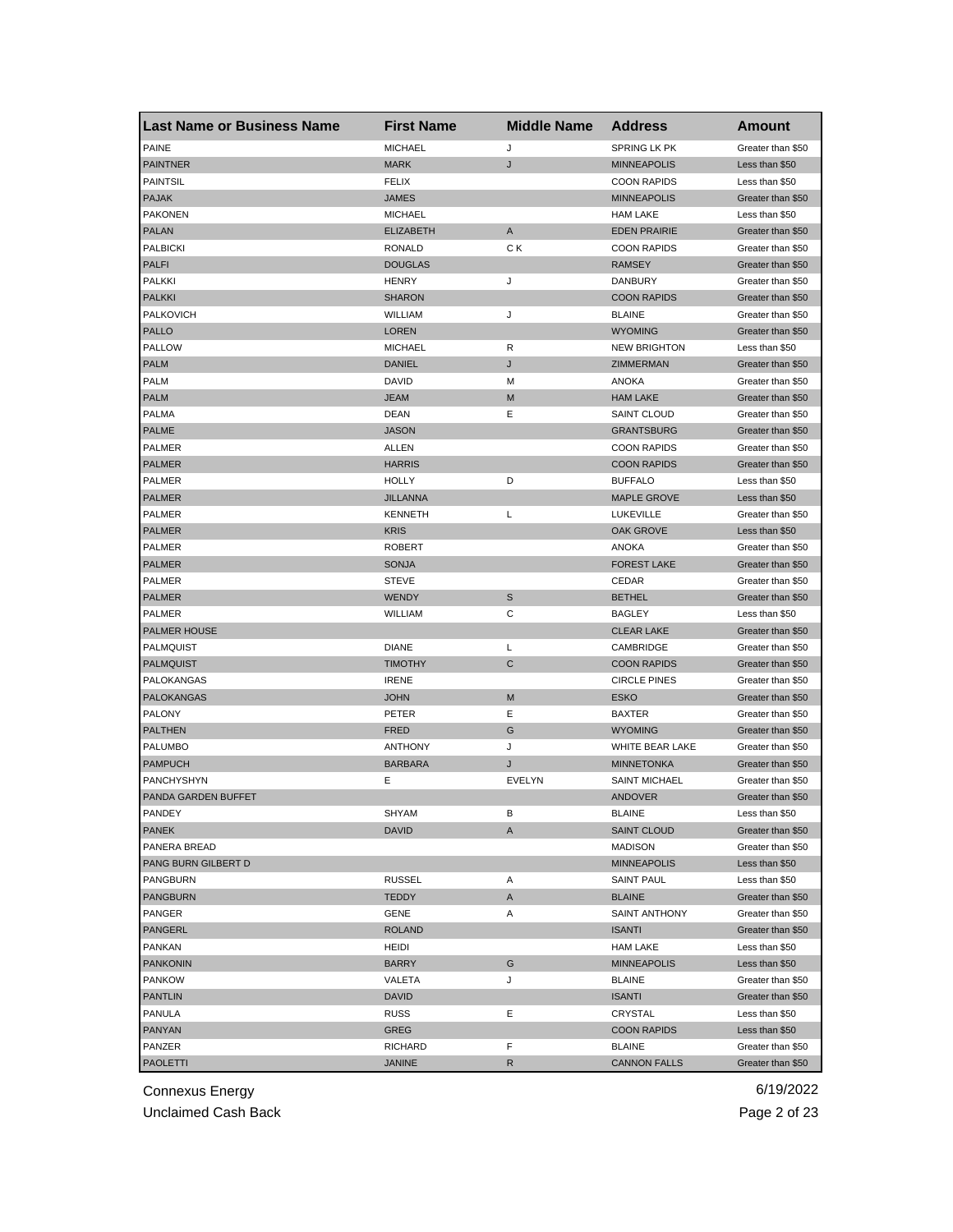| Last Name or Business Name | First Name | Middle Name | Address | Amount |
|---|---|---|---|---|
| PAINE | MICHAEL | J | SPRING LK PK | Greater than $50 |
| PAINTNER | MARK | J | MINNEAPOLIS | Less than $50 |
| PAINTSIL | FELIX | | COON RAPIDS | Less than $50 |
| PAJAK | JAMES | | MINNEAPOLIS | Greater than $50 |
| PAKONEN | MICHAEL | | HAM LAKE | Less than $50 |
| PALAN | ELIZABETH | A | EDEN PRAIRIE | Greater than $50 |
| PALBICKI | RONALD | C K | COON RAPIDS | Greater than $50 |
| PALFI | DOUGLAS | | RAMSEY | Greater than $50 |
| PALKKI | HENRY | J | DANBURY | Greater than $50 |
| PALKKI | SHARON | | COON RAPIDS | Greater than $50 |
| PALKOVICH | WILLIAM | J | BLAINE | Greater than $50 |
| PALLO | LOREN | | WYOMING | Greater than $50 |
| PALLOW | MICHAEL | R | NEW BRIGHTON | Less than $50 |
| PALM | DANIEL | J | ZIMMERMAN | Greater than $50 |
| PALM | DAVID | M | ANOKA | Greater than $50 |
| PALM | JEAM | M | HAM LAKE | Greater than $50 |
| PALMA | DEAN | E | SAINT CLOUD | Greater than $50 |
| PALME | JASON | | GRANTSBURG | Greater than $50 |
| PALMER | ALLEN | | COON RAPIDS | Greater than $50 |
| PALMER | HARRIS | | COON RAPIDS | Greater than $50 |
| PALMER | HOLLY | D | BUFFALO | Less than $50 |
| PALMER | JILLANNA | | MAPLE GROVE | Less than $50 |
| PALMER | KENNETH | L | LUKEVILLE | Greater than $50 |
| PALMER | KRIS | | OAK GROVE | Less than $50 |
| PALMER | ROBERT | | ANOKA | Greater than $50 |
| PALMER | SONJA | | FOREST LAKE | Greater than $50 |
| PALMER | STEVE | | CEDAR | Greater than $50 |
| PALMER | WENDY | S | BETHEL | Greater than $50 |
| PALMER | WILLIAM | C | BAGLEY | Less than $50 |
| PALMER HOUSE | | | CLEAR LAKE | Greater than $50 |
| PALMQUIST | DIANE | L | CAMBRIDGE | Greater than $50 |
| PALMQUIST | TIMOTHY | C | COON RAPIDS | Greater than $50 |
| PALOKANGAS | IRENE | | CIRCLE PINES | Greater than $50 |
| PALOKANGAS | JOHN | M | ESKO | Greater than $50 |
| PALONY | PETER | E | BAXTER | Greater than $50 |
| PALTHEN | FRED | G | WYOMING | Greater than $50 |
| PALUMBO | ANTHONY | J | WHITE BEAR LAKE | Greater than $50 |
| PAMPUCH | BARBARA | J | MINNETONKA | Greater than $50 |
| PANCHYSHYN | E | EVELYN | SAINT MICHAEL | Greater than $50 |
| PANDA GARDEN BUFFET | | | ANDOVER | Greater than $50 |
| PANDEY | SHYAM | B | BLAINE | Less than $50 |
| PANEK | DAVID | A | SAINT CLOUD | Greater than $50 |
| PANERA BREAD | | | MADISON | Greater than $50 |
| PANG BURN GILBERT D | | | MINNEAPOLIS | Less than $50 |
| PANGBURN | RUSSEL | A | SAINT PAUL | Less than $50 |
| PANGBURN | TEDDY | A | BLAINE | Greater than $50 |
| PANGER | GENE | A | SAINT ANTHONY | Greater than $50 |
| PANGERL | ROLAND | | ISANTI | Greater than $50 |
| PANKAN | HEIDI | | HAM LAKE | Less than $50 |
| PANKONIN | BARRY | G | MINNEAPOLIS | Less than $50 |
| PANKOW | VALETA | J | BLAINE | Greater than $50 |
| PANTLIN | DAVID | | ISANTI | Greater than $50 |
| PANULA | RUSS | E | CRYSTAL | Less than $50 |
| PANYAN | GREG | | COON RAPIDS | Less than $50 |
| PANZER | RICHARD | F | BLAINE | Greater than $50 |
| PAOLETTI | JANINE | R | CANNON FALLS | Greater than $50 |

Connexus Energy
Unclaimed Cash Back
6/19/2022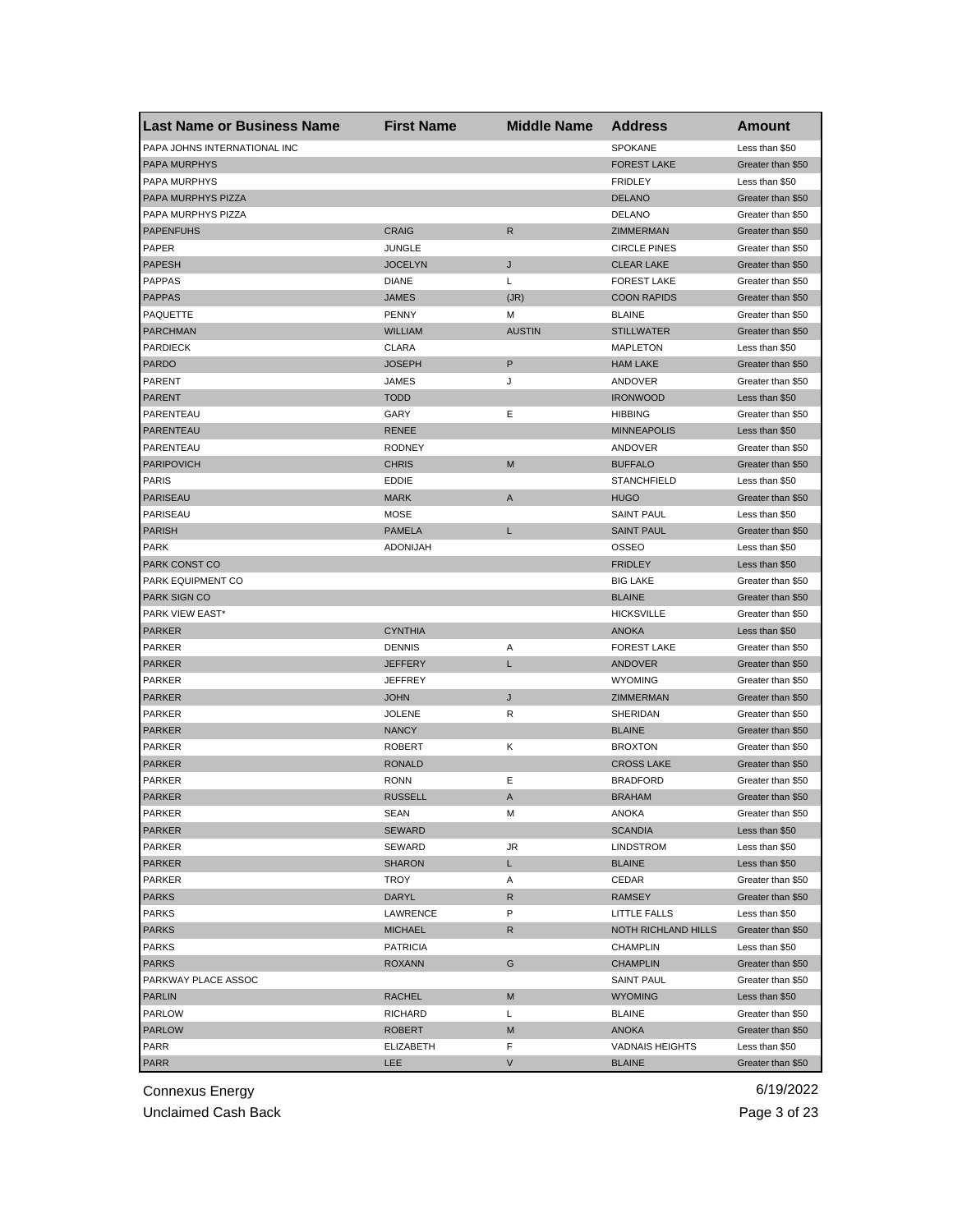| Last Name or Business Name | First Name | Middle Name | Address | Amount |
|---|---|---|---|---|
| PAPA JOHNS INTERNATIONAL INC | | | SPOKANE | Less than $50 |
| PAPA MURPHYS | | | FOREST LAKE | Greater than $50 |
| PAPA MURPHYS | | | FRIDLEY | Less than $50 |
| PAPA MURPHYS PIZZA | | | DELANO | Greater than $50 |
| PAPA MURPHYS PIZZA | | | DELANO | Greater than $50 |
| PAPENFUHS | CRAIG | R | ZIMMERMAN | Greater than $50 |
| PAPER | JUNGLE | | CIRCLE PINES | Greater than $50 |
| PAPESH | JOCELYN | J | CLEAR LAKE | Greater than $50 |
| PAPPAS | DIANE | L | FOREST LAKE | Greater than $50 |
| PAPPAS | JAMES | (JR) | COON RAPIDS | Greater than $50 |
| PAQUETTE | PENNY | M | BLAINE | Greater than $50 |
| PARCHMAN | WILLIAM | AUSTIN | STILLWATER | Greater than $50 |
| PARDIECK | CLARA | | MAPLETON | Less than $50 |
| PARDO | JOSEPH | P | HAM LAKE | Greater than $50 |
| PARENT | JAMES | J | ANDOVER | Greater than $50 |
| PARENT | TODD | | IRONWOOD | Less than $50 |
| PARENTEAU | GARY | E | HIBBING | Greater than $50 |
| PARENTEAU | RENEE | | MINNEAPOLIS | Less than $50 |
| PARENTEAU | RODNEY | | ANDOVER | Greater than $50 |
| PARIPOVICH | CHRIS | M | BUFFALO | Greater than $50 |
| PARIS | EDDIE | | STANCHFIELD | Less than $50 |
| PARISEAU | MARK | A | HUGO | Greater than $50 |
| PARISEAU | MOSE | | SAINT PAUL | Less than $50 |
| PARISH | PAMELA | L | SAINT PAUL | Greater than $50 |
| PARK | ADONIJAH | | OSSEO | Less than $50 |
| PARK CONST CO | | | FRIDLEY | Less than $50 |
| PARK EQUIPMENT CO | | | BIG LAKE | Greater than $50 |
| PARK SIGN CO | | | BLAINE | Greater than $50 |
| PARK VIEW EAST* | | | HICKSVILLE | Greater than $50 |
| PARKER | CYNTHIA | | ANOKA | Less than $50 |
| PARKER | DENNIS | A | FOREST LAKE | Greater than $50 |
| PARKER | JEFFERY | L | ANDOVER | Greater than $50 |
| PARKER | JEFFREY | | WYOMING | Greater than $50 |
| PARKER | JOHN | J | ZIMMERMAN | Greater than $50 |
| PARKER | JOLENE | R | SHERIDAN | Greater than $50 |
| PARKER | NANCY | | BLAINE | Greater than $50 |
| PARKER | ROBERT | K | BROXTON | Greater than $50 |
| PARKER | RONALD | | CROSS LAKE | Greater than $50 |
| PARKER | RONN | E | BRADFORD | Greater than $50 |
| PARKER | RUSSELL | A | BRAHAM | Greater than $50 |
| PARKER | SEAN | M | ANOKA | Greater than $50 |
| PARKER | SEWARD | | SCANDIA | Less than $50 |
| PARKER | SEWARD | JR | LINDSTROM | Less than $50 |
| PARKER | SHARON | L | BLAINE | Less than $50 |
| PARKER | TROY | A | CEDAR | Greater than $50 |
| PARKS | DARYL | R | RAMSEY | Greater than $50 |
| PARKS | LAWRENCE | P | LITTLE FALLS | Less than $50 |
| PARKS | MICHAEL | R | NOTH RICHLAND HILLS | Greater than $50 |
| PARKS | PATRICIA | | CHAMPLIN | Less than $50 |
| PARKS | ROXANN | G | CHAMPLIN | Greater than $50 |
| PARKWAY PLACE ASSOC | | | SAINT PAUL | Greater than $50 |
| PARLIN | RACHEL | M | WYOMING | Less than $50 |
| PARLOW | RICHARD | L | BLAINE | Greater than $50 |
| PARLOW | ROBERT | M | ANOKA | Greater than $50 |
| PARR | ELIZABETH | F | VADNAIS HEIGHTS | Less than $50 |
| PARR | LEE | V | BLAINE | Greater than $50 |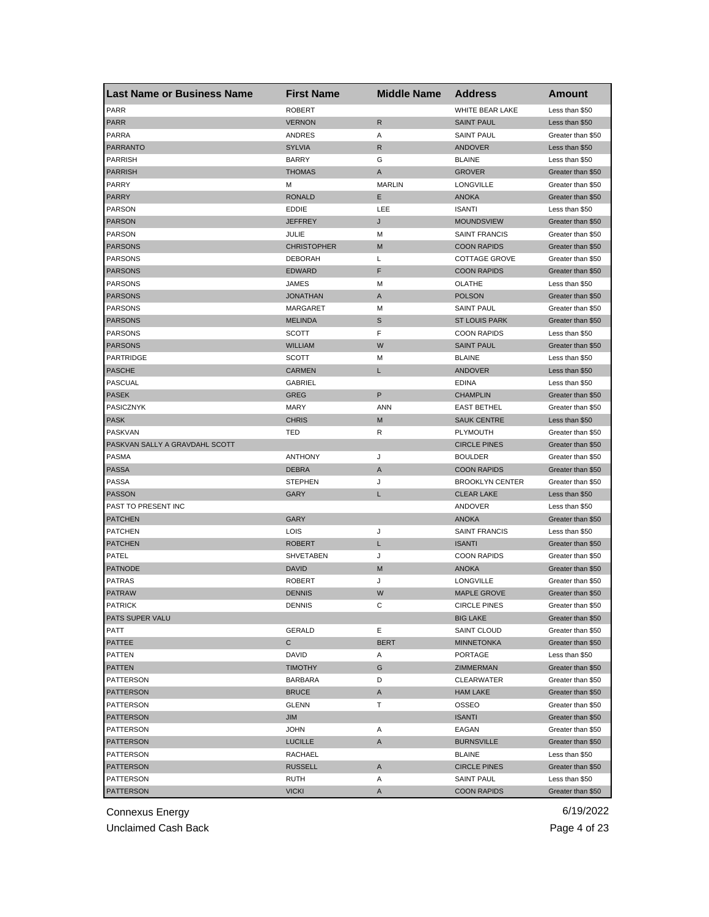| Last Name or Business Name | First Name | Middle Name | Address | Amount |
|---|---|---|---|---|
| PARR | ROBERT | | WHITE BEAR LAKE | Less than $50 |
| PARR | VERNON | R | SAINT PAUL | Less than $50 |
| PARRA | ANDRES | A | SAINT PAUL | Greater than $50 |
| PARRANTO | SYLVIA | R | ANDOVER | Less than $50 |
| PARRISH | BARRY | G | BLAINE | Less than $50 |
| PARRISH | THOMAS | A | GROVER | Greater than $50 |
| PARRY | M | MARLIN | LONGVILLE | Greater than $50 |
| PARRY | RONALD | E | ANOKA | Greater than $50 |
| PARSON | EDDIE | LEE | ISANTI | Less than $50 |
| PARSON | JEFFREY | J | MOUNDSVIEW | Greater than $50 |
| PARSON | JULIE | M | SAINT FRANCIS | Greater than $50 |
| PARSONS | CHRISTOPHER | M | COON RAPIDS | Greater than $50 |
| PARSONS | DEBORAH | L | COTTAGE GROVE | Greater than $50 |
| PARSONS | EDWARD | F | COON RAPIDS | Greater than $50 |
| PARSONS | JAMES | M | OLATHE | Less than $50 |
| PARSONS | JONATHAN | A | POLSON | Greater than $50 |
| PARSONS | MARGARET | M | SAINT PAUL | Greater than $50 |
| PARSONS | MELINDA | S | ST LOUIS PARK | Greater than $50 |
| PARSONS | SCOTT | F | COON RAPIDS | Less than $50 |
| PARSONS | WILLIAM | W | SAINT PAUL | Greater than $50 |
| PARTRIDGE | SCOTT | M | BLAINE | Less than $50 |
| PASCHE | CARMEN | L | ANDOVER | Less than $50 |
| PASCUAL | GABRIEL | | EDINA | Less than $50 |
| PASEK | GREG | P | CHAMPLIN | Greater than $50 |
| PASICZNYK | MARY | ANN | EAST BETHEL | Greater than $50 |
| PASK | CHRIS | M | SAUK CENTRE | Less than $50 |
| PASKVAN | TED | R | PLYMOUTH | Greater than $50 |
| PASKVAN SALLY A GRAVDAHL SCOTT | | | CIRCLE PINES | Greater than $50 |
| PASMA | ANTHONY | J | BOULDER | Greater than $50 |
| PASSA | DEBRA | A | COON RAPIDS | Greater than $50 |
| PASSA | STEPHEN | J | BROOKLYN CENTER | Greater than $50 |
| PASSON | GARY | L | CLEAR LAKE | Less than $50 |
| PAST TO PRESENT INC | | | ANDOVER | Less than $50 |
| PATCHEN | GARY | | ANOKA | Greater than $50 |
| PATCHEN | LOIS | J | SAINT FRANCIS | Less than $50 |
| PATCHEN | ROBERT | L | ISANTI | Greater than $50 |
| PATEL | SHVETABEN | J | COON RAPIDS | Greater than $50 |
| PATNODE | DAVID | M | ANOKA | Greater than $50 |
| PATRAS | ROBERT | J | LONGVILLE | Greater than $50 |
| PATRAW | DENNIS | W | MAPLE GROVE | Greater than $50 |
| PATRICK | DENNIS | C | CIRCLE PINES | Greater than $50 |
| PATS SUPER VALU | | | BIG LAKE | Greater than $50 |
| PATT | GERALD | E | SAINT CLOUD | Greater than $50 |
| PATTEE | C | BERT | MINNETONKA | Greater than $50 |
| PATTEN | DAVID | A | PORTAGE | Less than $50 |
| PATTEN | TIMOTHY | G | ZIMMERMAN | Greater than $50 |
| PATTERSON | BARBARA | D | CLEARWATER | Greater than $50 |
| PATTERSON | BRUCE | A | HAM LAKE | Greater than $50 |
| PATTERSON | GLENN | T | OSSEO | Greater than $50 |
| PATTERSON | JIM | | ISANTI | Greater than $50 |
| PATTERSON | JOHN | A | EAGAN | Greater than $50 |
| PATTERSON | LUCILLE | A | BURNSVILLE | Greater than $50 |
| PATTERSON | RACHAEL | | BLAINE | Less than $50 |
| PATTERSON | RUSSELL | A | CIRCLE PINES | Greater than $50 |
| PATTERSON | RUTH | A | SAINT PAUL | Less than $50 |
| PATTERSON | VICKI | A | COON RAPIDS | Greater than $50 |

Connexus Energy
Unclaimed Cash Back
6/19/2022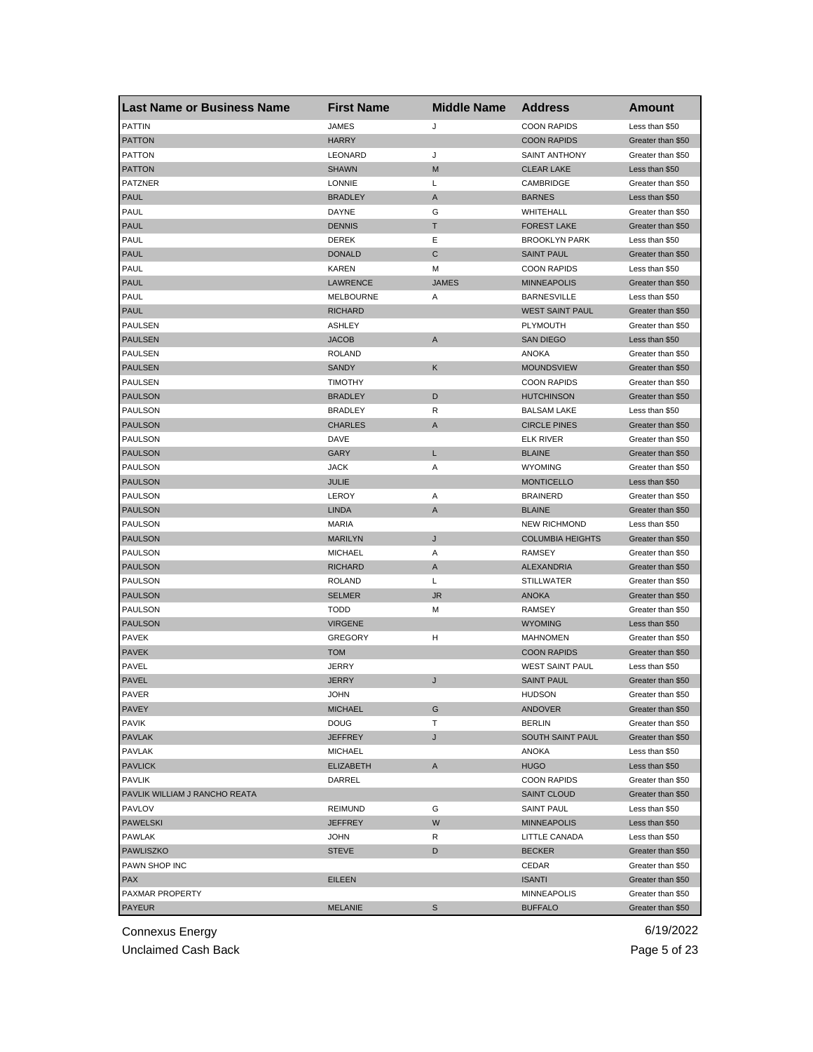| Last Name or Business Name | First Name | Middle Name | Address | Amount |
|---|---|---|---|---|
| PATTIN | JAMES | J | COON RAPIDS | Less than $50 |
| PATTON | HARRY | | COON RAPIDS | Greater than $50 |
| PATTON | LEONARD | J | SAINT ANTHONY | Greater than $50 |
| PATTON | SHAWN | M | CLEAR LAKE | Less than $50 |
| PATZNER | LONNIE | L | CAMBRIDGE | Greater than $50 |
| PAUL | BRADLEY | A | BARNES | Less than $50 |
| PAUL | DAYNE | G | WHITEHALL | Greater than $50 |
| PAUL | DENNIS | T | FOREST LAKE | Greater than $50 |
| PAUL | DEREK | E | BROOKLYN PARK | Less than $50 |
| PAUL | DONALD | C | SAINT PAUL | Greater than $50 |
| PAUL | KAREN | M | COON RAPIDS | Less than $50 |
| PAUL | LAWRENCE | JAMES | MINNEAPOLIS | Greater than $50 |
| PAUL | MELBOURNE | A | BARNESVILLE | Less than $50 |
| PAUL | RICHARD | | WEST SAINT PAUL | Greater than $50 |
| PAULSEN | ASHLEY | | PLYMOUTH | Greater than $50 |
| PAULSEN | JACOB | A | SAN DIEGO | Less than $50 |
| PAULSEN | ROLAND | | ANOKA | Greater than $50 |
| PAULSEN | SANDY | K | MOUNDSVIEW | Greater than $50 |
| PAULSEN | TIMOTHY | | COON RAPIDS | Greater than $50 |
| PAULSON | BRADLEY | D | HUTCHINSON | Greater than $50 |
| PAULSON | BRADLEY | R | BALSAM LAKE | Less than $50 |
| PAULSON | CHARLES | A | CIRCLE PINES | Greater than $50 |
| PAULSON | DAVE | | ELK RIVER | Greater than $50 |
| PAULSON | GARY | L | BLAINE | Greater than $50 |
| PAULSON | JACK | A | WYOMING | Greater than $50 |
| PAULSON | JULIE | | MONTICELLO | Less than $50 |
| PAULSON | LEROY | A | BRAINERD | Greater than $50 |
| PAULSON | LINDA | A | BLAINE | Greater than $50 |
| PAULSON | MARIA | | NEW RICHMOND | Less than $50 |
| PAULSON | MARILYN | J | COLUMBIA HEIGHTS | Greater than $50 |
| PAULSON | MICHAEL | A | RAMSEY | Greater than $50 |
| PAULSON | RICHARD | A | ALEXANDRIA | Greater than $50 |
| PAULSON | ROLAND | L | STILLWATER | Greater than $50 |
| PAULSON | SELMER | JR | ANOKA | Greater than $50 |
| PAULSON | TODD | M | RAMSEY | Greater than $50 |
| PAULSON | VIRGENE | | WYOMING | Less than $50 |
| PAVEK | GREGORY | H | MAHNOMEN | Greater than $50 |
| PAVEK | TOM | | COON RAPIDS | Greater than $50 |
| PAVEL | JERRY | | WEST SAINT PAUL | Less than $50 |
| PAVEL | JERRY | J | SAINT PAUL | Greater than $50 |
| PAVER | JOHN | | HUDSON | Greater than $50 |
| PAVEY | MICHAEL | G | ANDOVER | Greater than $50 |
| PAVIK | DOUG | T | BERLIN | Greater than $50 |
| PAVLAK | JEFFREY | J | SOUTH SAINT PAUL | Greater than $50 |
| PAVLAK | MICHAEL | | ANOKA | Less than $50 |
| PAVLICK | ELIZABETH | A | HUGO | Less than $50 |
| PAVLIK | DARREL | | COON RAPIDS | Greater than $50 |
| PAVLIK WILLIAM J RANCHO REATA | | | SAINT CLOUD | Greater than $50 |
| PAVLOV | REIMUND | G | SAINT PAUL | Less than $50 |
| PAWELSKI | JEFFREY | W | MINNEAPOLIS | Less than $50 |
| PAWLAK | JOHN | R | LITTLE CANADA | Less than $50 |
| PAWLISZKO | STEVE | D | BECKER | Greater than $50 |
| PAWN SHOP INC | | | CEDAR | Greater than $50 |
| PAX | EILEEN | | ISANTI | Greater than $50 |
| PAXMAR PROPERTY | | | MINNEAPOLIS | Greater than $50 |
| PAYEUR | MELANIE | S | BUFFALO | Greater than $50 |

Connexus Energy
Unclaimed Cash Back
6/19/2022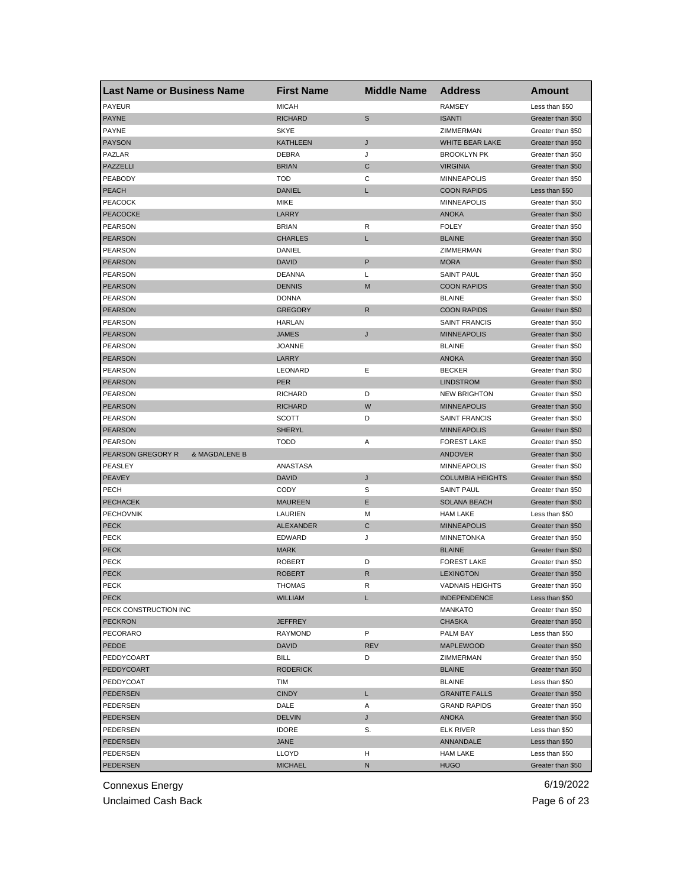| Last Name or Business Name | First Name | Middle Name | Address | Amount |
|---|---|---|---|---|
| PAYEUR | MICAH | | RAMSEY | Less than $50 |
| PAYNE | RICHARD | S | ISANTI | Greater than $50 |
| PAYNE | SKYE | | ZIMMERMAN | Greater than $50 |
| PAYSON | KATHLEEN | J | WHITE BEAR LAKE | Greater than $50 |
| PAZLAR | DEBRA | J | BROOKLYN PK | Greater than $50 |
| PAZZELLI | BRIAN | C | VIRGINIA | Greater than $50 |
| PEABODY | TOD | C | MINNEAPOLIS | Greater than $50 |
| PEACH | DANIEL | L | COON RAPIDS | Less than $50 |
| PEACOCK | MIKE | | MINNEAPOLIS | Greater than $50 |
| PEACOCKE | LARRY | | ANOKA | Greater than $50 |
| PEARSON | BRIAN | R | FOLEY | Greater than $50 |
| PEARSON | CHARLES | L | BLAINE | Greater than $50 |
| PEARSON | DANIEL | | ZIMMERMAN | Greater than $50 |
| PEARSON | DAVID | P | MORA | Greater than $50 |
| PEARSON | DEANNA | L | SAINT PAUL | Greater than $50 |
| PEARSON | DENNIS | M | COON RAPIDS | Greater than $50 |
| PEARSON | DONNA | | BLAINE | Greater than $50 |
| PEARSON | GREGORY | R | COON RAPIDS | Greater than $50 |
| PEARSON | HARLAN | | SAINT FRANCIS | Greater than $50 |
| PEARSON | JAMES | J | MINNEAPOLIS | Greater than $50 |
| PEARSON | JOANNE | | BLAINE | Greater than $50 |
| PEARSON | LARRY | | ANOKA | Greater than $50 |
| PEARSON | LEONARD | E | BECKER | Greater than $50 |
| PEARSON | PER | | LINDSTROM | Greater than $50 |
| PEARSON | RICHARD | D | NEW BRIGHTON | Greater than $50 |
| PEARSON | RICHARD | W | MINNEAPOLIS | Greater than $50 |
| PEARSON | SCOTT | D | SAINT FRANCIS | Greater than $50 |
| PEARSON | SHERYL | | MINNEAPOLIS | Greater than $50 |
| PEARSON | TODD | A | FOREST LAKE | Greater than $50 |
| PEARSON GREGORY R & MAGDALENE B | | | ANDOVER | Greater than $50 |
| PEASLEY | ANASTASA | | MINNEAPOLIS | Greater than $50 |
| PEAVEY | DAVID | J | COLUMBIA HEIGHTS | Greater than $50 |
| PECH | CODY | S | SAINT PAUL | Greater than $50 |
| PECHACEK | MAUREEN | E | SOLANA BEACH | Greater than $50 |
| PECHOVNIK | LAURIEN | M | HAM LAKE | Less than $50 |
| PECK | ALEXANDER | C | MINNEAPOLIS | Greater than $50 |
| PECK | EDWARD | J | MINNETONKA | Greater than $50 |
| PECK | MARK | | BLAINE | Greater than $50 |
| PECK | ROBERT | D | FOREST LAKE | Greater than $50 |
| PECK | ROBERT | R | LEXINGTON | Greater than $50 |
| PECK | THOMAS | R | VADNAIS HEIGHTS | Greater than $50 |
| PECK | WILLIAM | L | INDEPENDENCE | Less than $50 |
| PECK CONSTRUCTION INC | | | MANKATO | Greater than $50 |
| PECKRON | JEFFREY | | CHASKA | Greater than $50 |
| PECORARO | RAYMOND | P | PALM BAY | Less than $50 |
| PEDDE | DAVID | REV | MAPLEWOOD | Greater than $50 |
| PEDDYCOART | BILL | D | ZIMMERMAN | Greater than $50 |
| PEDDYCOART | RODERICK | | BLAINE | Greater than $50 |
| PEDDYCOAT | TIM | | BLAINE | Less than $50 |
| PEDERSEN | CINDY | L | GRANITE FALLS | Greater than $50 |
| PEDERSEN | DALE | A | GRAND RAPIDS | Greater than $50 |
| PEDERSEN | DELVIN | J | ANOKA | Greater than $50 |
| PEDERSEN | IDORE | S. | ELK RIVER | Less than $50 |
| PEDERSEN | JANE | | ANNANDALE | Less than $50 |
| PEDERSEN | LLOYD | H | HAM LAKE | Less than $50 |
| PEDERSEN | MICHAEL | N | HUGO | Greater than $50 |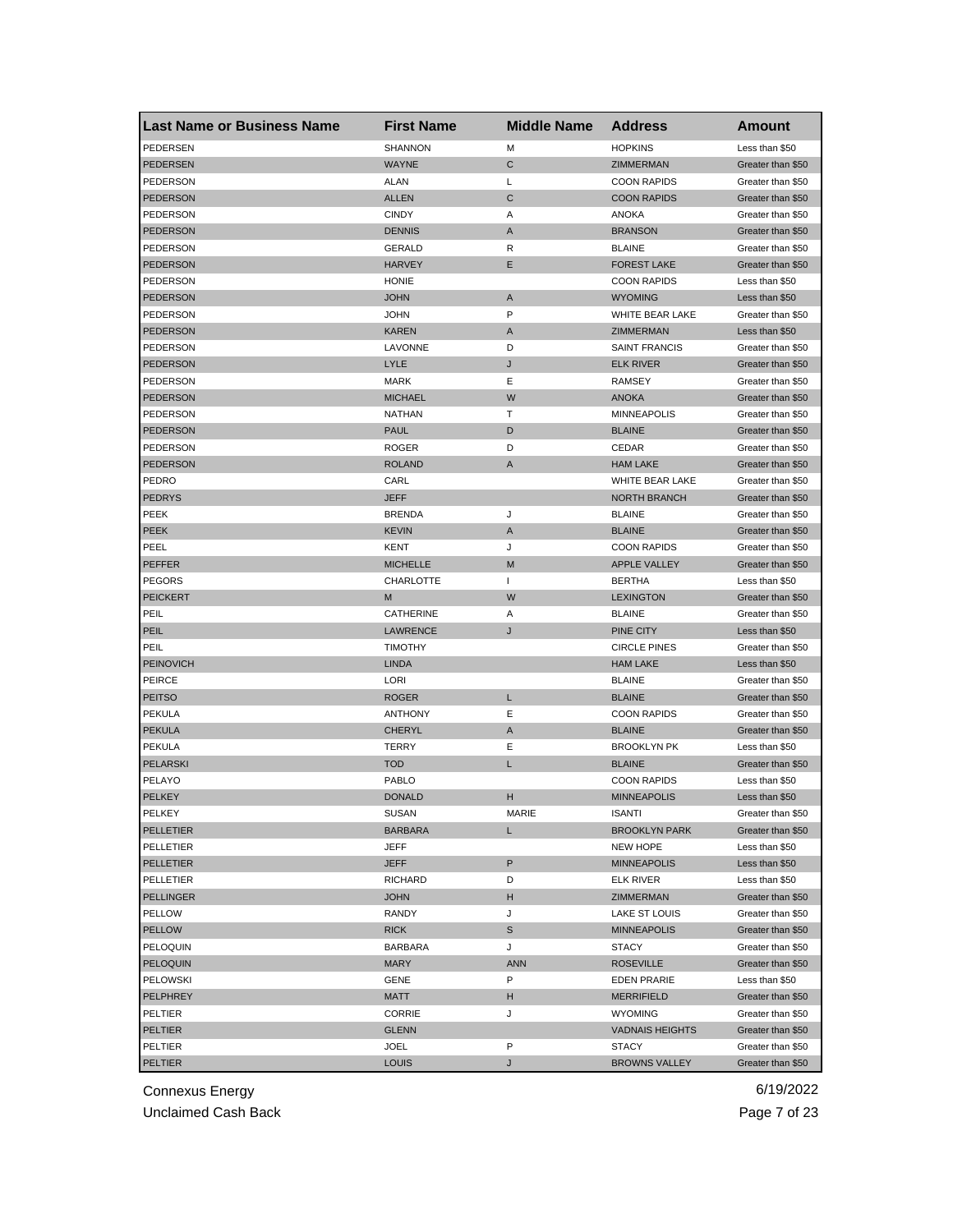| Last Name or Business Name | First Name | Middle Name | Address | Amount |
|---|---|---|---|---|
| PEDERSEN | SHANNON | M | HOPKINS | Less than $50 |
| PEDERSEN | WAYNE | C | ZIMMERMAN | Greater than $50 |
| PEDERSON | ALAN | L | COON RAPIDS | Greater than $50 |
| PEDERSON | ALLEN | C | COON RAPIDS | Greater than $50 |
| PEDERSON | CINDY | A | ANOKA | Greater than $50 |
| PEDERSON | DENNIS | A | BRANSON | Greater than $50 |
| PEDERSON | GERALD | R | BLAINE | Greater than $50 |
| PEDERSON | HARVEY | E | FOREST LAKE | Greater than $50 |
| PEDERSON | HONIE | | COON RAPIDS | Less than $50 |
| PEDERSON | JOHN | A | WYOMING | Less than $50 |
| PEDERSON | JOHN | P | WHITE BEAR LAKE | Greater than $50 |
| PEDERSON | KAREN | A | ZIMMERMAN | Less than $50 |
| PEDERSON | LAVONNE | D | SAINT FRANCIS | Greater than $50 |
| PEDERSON | LYLE | J | ELK RIVER | Greater than $50 |
| PEDERSON | MARK | E | RAMSEY | Greater than $50 |
| PEDERSON | MICHAEL | W | ANOKA | Greater than $50 |
| PEDERSON | NATHAN | T | MINNEAPOLIS | Greater than $50 |
| PEDERSON | PAUL | D | BLAINE | Greater than $50 |
| PEDERSON | ROGER | D | CEDAR | Greater than $50 |
| PEDERSON | ROLAND | A | HAM LAKE | Greater than $50 |
| PEDRO | CARL | | WHITE BEAR LAKE | Greater than $50 |
| PEDRYS | JEFF | | NORTH BRANCH | Greater than $50 |
| PEEK | BRENDA | J | BLAINE | Greater than $50 |
| PEEK | KEVIN | A | BLAINE | Greater than $50 |
| PEEL | KENT | J | COON RAPIDS | Greater than $50 |
| PEFFER | MICHELLE | M | APPLE VALLEY | Greater than $50 |
| PEGORS | CHARLOTTE | I | BERTHA | Less than $50 |
| PEICKERT | M | W | LEXINGTON | Greater than $50 |
| PEIL | CATHERINE | A | BLAINE | Greater than $50 |
| PEIL | LAWRENCE | J | PINE CITY | Less than $50 |
| PEIL | TIMOTHY | | CIRCLE PINES | Greater than $50 |
| PEINOVICH | LINDA | | HAM LAKE | Less than $50 |
| PEIRCE | LORI | | BLAINE | Greater than $50 |
| PEITSO | ROGER | L | BLAINE | Greater than $50 |
| PEKULA | ANTHONY | E | COON RAPIDS | Greater than $50 |
| PEKULA | CHERYL | A | BLAINE | Greater than $50 |
| PEKULA | TERRY | E | BROOKLYN PK | Less than $50 |
| PELARSKI | TOD | L | BLAINE | Greater than $50 |
| PELAYO | PABLO | | COON RAPIDS | Less than $50 |
| PELKEY | DONALD | H | MINNEAPOLIS | Less than $50 |
| PELKEY | SUSAN | MARIE | ISANTI | Greater than $50 |
| PELLETIER | BARBARA | L | BROOKLYN PARK | Greater than $50 |
| PELLETIER | JEFF | | NEW HOPE | Less than $50 |
| PELLETIER | JEFF | P | MINNEAPOLIS | Less than $50 |
| PELLETIER | RICHARD | D | ELK RIVER | Less than $50 |
| PELLINGER | JOHN | H | ZIMMERMAN | Greater than $50 |
| PELLOW | RANDY | J | LAKE ST LOUIS | Greater than $50 |
| PELLOW | RICK | S | MINNEAPOLIS | Greater than $50 |
| PELOQUIN | BARBARA | J | STACY | Greater than $50 |
| PELOQUIN | MARY | ANN | ROSEVILLE | Greater than $50 |
| PELOWSKI | GENE | P | EDEN PRARIE | Less than $50 |
| PELPHREY | MATT | H | MERRIFIELD | Greater than $50 |
| PELTIER | CORRIE | J | WYOMING | Greater than $50 |
| PELTIER | GLENN | | VADNAIS HEIGHTS | Greater than $50 |
| PELTIER | JOEL | P | STACY | Greater than $50 |
| PELTIER | LOUIS | J | BROWNS VALLEY | Greater than $50 |

Connexus Energy 6/19/2022

Unclaimed Cash Back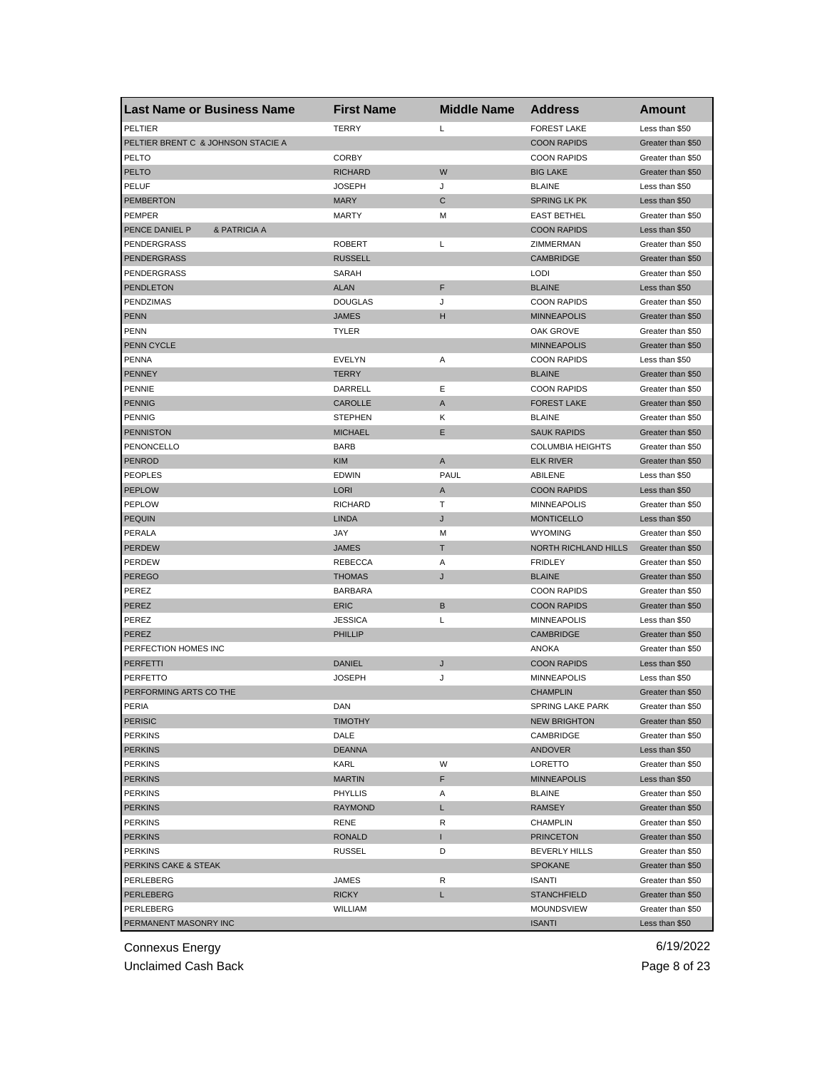| Last Name or Business Name | First Name | Middle Name | Address | Amount |
|---|---|---|---|---|
| PELTIER | TERRY | L | FOREST LAKE | Less than $50 |
| PELTIER BRENT C & JOHNSON STACIE A | | | COON RAPIDS | Greater than $50 |
| PELTO | CORBY | | COON RAPIDS | Greater than $50 |
| PELTO | RICHARD | W | BIG LAKE | Greater than $50 |
| PELUF | JOSEPH | J | BLAINE | Less than $50 |
| PEMBERTON | MARY | C | SPRING LK PK | Less than $50 |
| PEMPER | MARTY | M | EAST BETHEL | Greater than $50 |
| PENCE DANIEL P & PATRICIA A | | | COON RAPIDS | Less than $50 |
| PENDERGRASS | ROBERT | L | ZIMMERMAN | Greater than $50 |
| PENDERGRASS | RUSSELL | | CAMBRIDGE | Greater than $50 |
| PENDERGRASS | SARAH | | LODI | Greater than $50 |
| PENDLETON | ALAN | F | BLAINE | Less than $50 |
| PENDZIMAS | DOUGLAS | J | COON RAPIDS | Greater than $50 |
| PENN | JAMES | H | MINNEAPOLIS | Greater than $50 |
| PENN | TYLER | | OAK GROVE | Greater than $50 |
| PENN CYCLE | | | MINNEAPOLIS | Greater than $50 |
| PENNA | EVELYN | A | COON RAPIDS | Less than $50 |
| PENNEY | TERRY | | BLAINE | Greater than $50 |
| PENNIE | DARRELL | E | COON RAPIDS | Greater than $50 |
| PENNIG | CAROLLE | A | FOREST LAKE | Greater than $50 |
| PENNIG | STEPHEN | K | BLAINE | Greater than $50 |
| PENNISTON | MICHAEL | E | SAUK RAPIDS | Greater than $50 |
| PENONCELLO | BARB | | COLUMBIA HEIGHTS | Greater than $50 |
| PENROD | KIM | A | ELK RIVER | Greater than $50 |
| PEOPLES | EDWIN | PAUL | ABILENE | Less than $50 |
| PEPLOW | LORI | A | COON RAPIDS | Less than $50 |
| PEPLOW | RICHARD | T | MINNEAPOLIS | Greater than $50 |
| PEQUIN | LINDA | J | MONTICELLO | Less than $50 |
| PERALA | JAY | M | WYOMING | Greater than $50 |
| PERDEW | JAMES | T | NORTH RICHLAND HILLS | Greater than $50 |
| PERDEW | REBECCA | A | FRIDLEY | Greater than $50 |
| PEREGO | THOMAS | J | BLAINE | Greater than $50 |
| PEREZ | BARBARA | | COON RAPIDS | Greater than $50 |
| PEREZ | ERIC | B | COON RAPIDS | Greater than $50 |
| PEREZ | JESSICA | L | MINNEAPOLIS | Less than $50 |
| PEREZ | PHILLIP | | CAMBRIDGE | Greater than $50 |
| PERFECTION HOMES INC | | | ANOKA | Greater than $50 |
| PERFETTI | DANIEL | J | COON RAPIDS | Less than $50 |
| PERFETTO | JOSEPH | J | MINNEAPOLIS | Less than $50 |
| PERFORMING ARTS CO THE | | | CHAMPLIN | Greater than $50 |
| PERIA | DAN | | SPRING LAKE PARK | Greater than $50 |
| PERISIC | TIMOTHY | | NEW BRIGHTON | Greater than $50 |
| PERKINS | DALE | | CAMBRIDGE | Greater than $50 |
| PERKINS | DEANNA | | ANDOVER | Less than $50 |
| PERKINS | KARL | W | LORETTO | Greater than $50 |
| PERKINS | MARTIN | F | MINNEAPOLIS | Less than $50 |
| PERKINS | PHYLLIS | A | BLAINE | Greater than $50 |
| PERKINS | RAYMOND | L | RAMSEY | Greater than $50 |
| PERKINS | RENE | R | CHAMPLIN | Greater than $50 |
| PERKINS | RONALD | I | PRINCETON | Greater than $50 |
| PERKINS | RUSSEL | D | BEVERLY HILLS | Greater than $50 |
| PERKINS CAKE & STEAK | | | SPOKANE | Greater than $50 |
| PERLEBERG | JAMES | R | ISANTI | Greater than $50 |
| PERLEBERG | RICKY | L | STANCHFIELD | Greater than $50 |
| PERLEBERG | WILLIAM | | MOUNDSVIEW | Greater than $50 |
| PERMANENT MASONRY INC | | | ISANTI | Less than $50 |

Connexus Energy 6/19/2022

Unclaimed Cash Back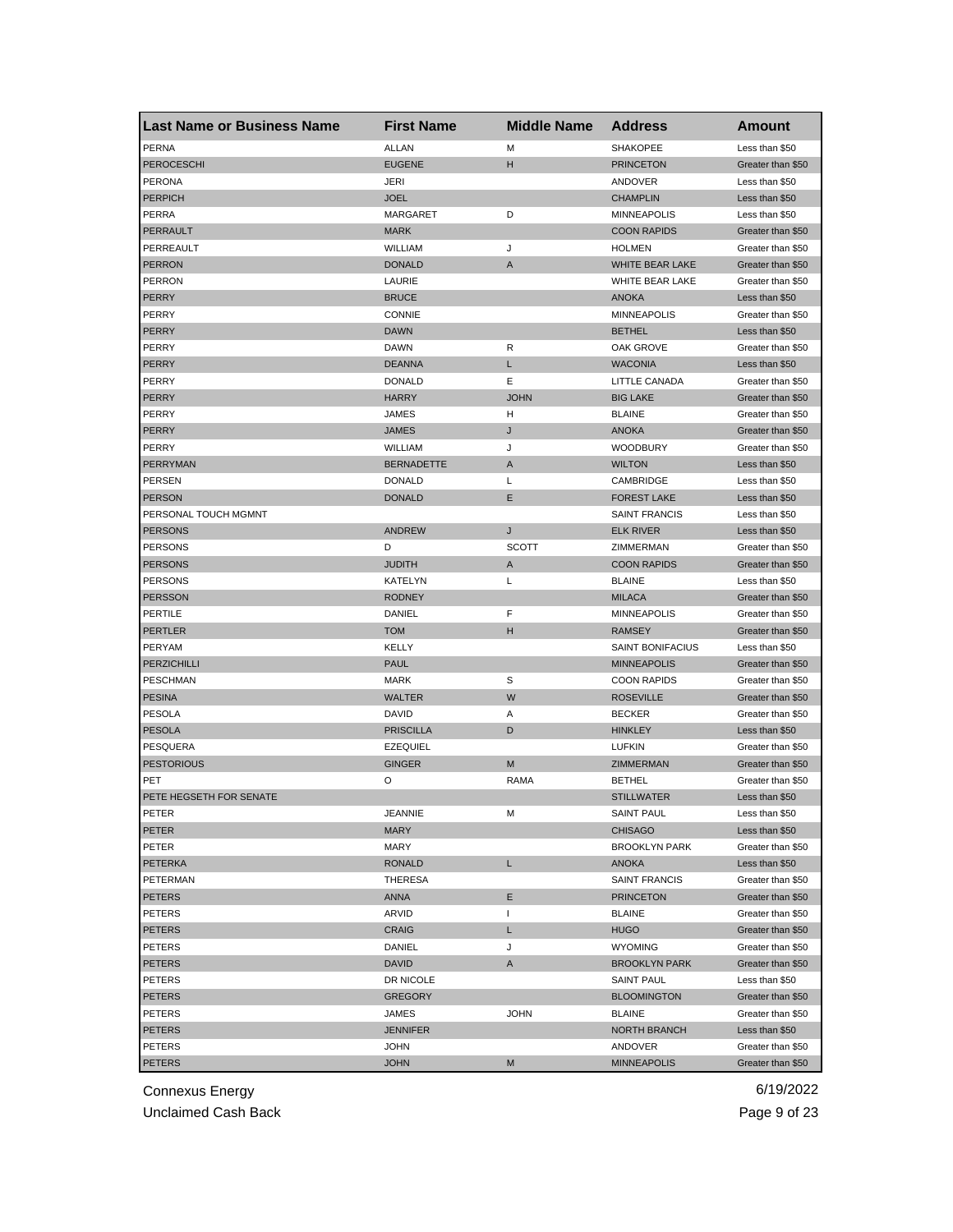| Last Name or Business Name | First Name | Middle Name | Address | Amount |
|---|---|---|---|---|
| PERNA | ALLAN | M | SHAKOPEE | Less than $50 |
| PEROCESCHI | EUGENE | H | PRINCETON | Greater than $50 |
| PERONA | JERI | | ANDOVER | Less than $50 |
| PERPICH | JOEL | | CHAMPLIN | Less than $50 |
| PERRA | MARGARET | D | MINNEAPOLIS | Less than $50 |
| PERRAULT | MARK | | COON RAPIDS | Greater than $50 |
| PERREAULT | WILLIAM | J | HOLMEN | Greater than $50 |
| PERRON | DONALD | A | WHITE BEAR LAKE | Greater than $50 |
| PERRON | LAURIE | | WHITE BEAR LAKE | Greater than $50 |
| PERRY | BRUCE | | ANOKA | Less than $50 |
| PERRY | CONNIE | | MINNEAPOLIS | Greater than $50 |
| PERRY | DAWN | | BETHEL | Less than $50 |
| PERRY | DAWN | R | OAK GROVE | Greater than $50 |
| PERRY | DEANNA | L | WACONIA | Less than $50 |
| PERRY | DONALD | E | LITTLE CANADA | Greater than $50 |
| PERRY | HARRY | JOHN | BIG LAKE | Greater than $50 |
| PERRY | JAMES | H | BLAINE | Greater than $50 |
| PERRY | JAMES | J | ANOKA | Greater than $50 |
| PERRY | WILLIAM | J | WOODBURY | Greater than $50 |
| PERRYMAN | BERNADETTE | A | WILTON | Less than $50 |
| PERSEN | DONALD | L | CAMBRIDGE | Less than $50 |
| PERSON | DONALD | E | FOREST LAKE | Less than $50 |
| PERSONAL TOUCH MGMNT | | | SAINT FRANCIS | Less than $50 |
| PERSONS | ANDREW | J | ELK RIVER | Less than $50 |
| PERSONS | D | SCOTT | ZIMMERMAN | Greater than $50 |
| PERSONS | JUDITH | A | COON RAPIDS | Greater than $50 |
| PERSONS | KATELYN | L | BLAINE | Less than $50 |
| PERSSON | RODNEY | | MILACA | Greater than $50 |
| PERTILE | DANIEL | F | MINNEAPOLIS | Greater than $50 |
| PERTLER | TOM | H | RAMSEY | Greater than $50 |
| PERYAM | KELLY | | SAINT BONIFACIUS | Less than $50 |
| PERZICHILLI | PAUL | | MINNEAPOLIS | Greater than $50 |
| PESCHMAN | MARK | S | COON RAPIDS | Greater than $50 |
| PESINA | WALTER | W | ROSEVILLE | Greater than $50 |
| PESOLA | DAVID | A | BECKER | Greater than $50 |
| PESOLA | PRISCILLA | D | HINKLEY | Less than $50 |
| PESQUERA | EZEQUIEL | | LUFKIN | Greater than $50 |
| PESTORIOUS | GINGER | M | ZIMMERMAN | Greater than $50 |
| PET | O | RAMA | BETHEL | Greater than $50 |
| PETE HEGSETH FOR SENATE | | | STILLWATER | Less than $50 |
| PETER | JEANNIE | M | SAINT PAUL | Less than $50 |
| PETER | MARY | | CHISAGO | Less than $50 |
| PETER | MARY | | BROOKLYN PARK | Greater than $50 |
| PETERKA | RONALD | L | ANOKA | Less than $50 |
| PETERMAN | THERESA | | SAINT FRANCIS | Greater than $50 |
| PETERS | ANNA | E | PRINCETON | Greater than $50 |
| PETERS | ARVID | I | BLAINE | Greater than $50 |
| PETERS | CRAIG | L | HUGO | Greater than $50 |
| PETERS | DANIEL | J | WYOMING | Greater than $50 |
| PETERS | DAVID | A | BROOKLYN PARK | Greater than $50 |
| PETERS | DR NICOLE | | SAINT PAUL | Less than $50 |
| PETERS | GREGORY | | BLOOMINGTON | Greater than $50 |
| PETERS | JAMES | JOHN | BLAINE | Greater than $50 |
| PETERS | JENNIFER | | NORTH BRANCH | Less than $50 |
| PETERS | JOHN | | ANDOVER | Greater than $50 |
| PETERS | JOHN | M | MINNEAPOLIS | Greater than $50 |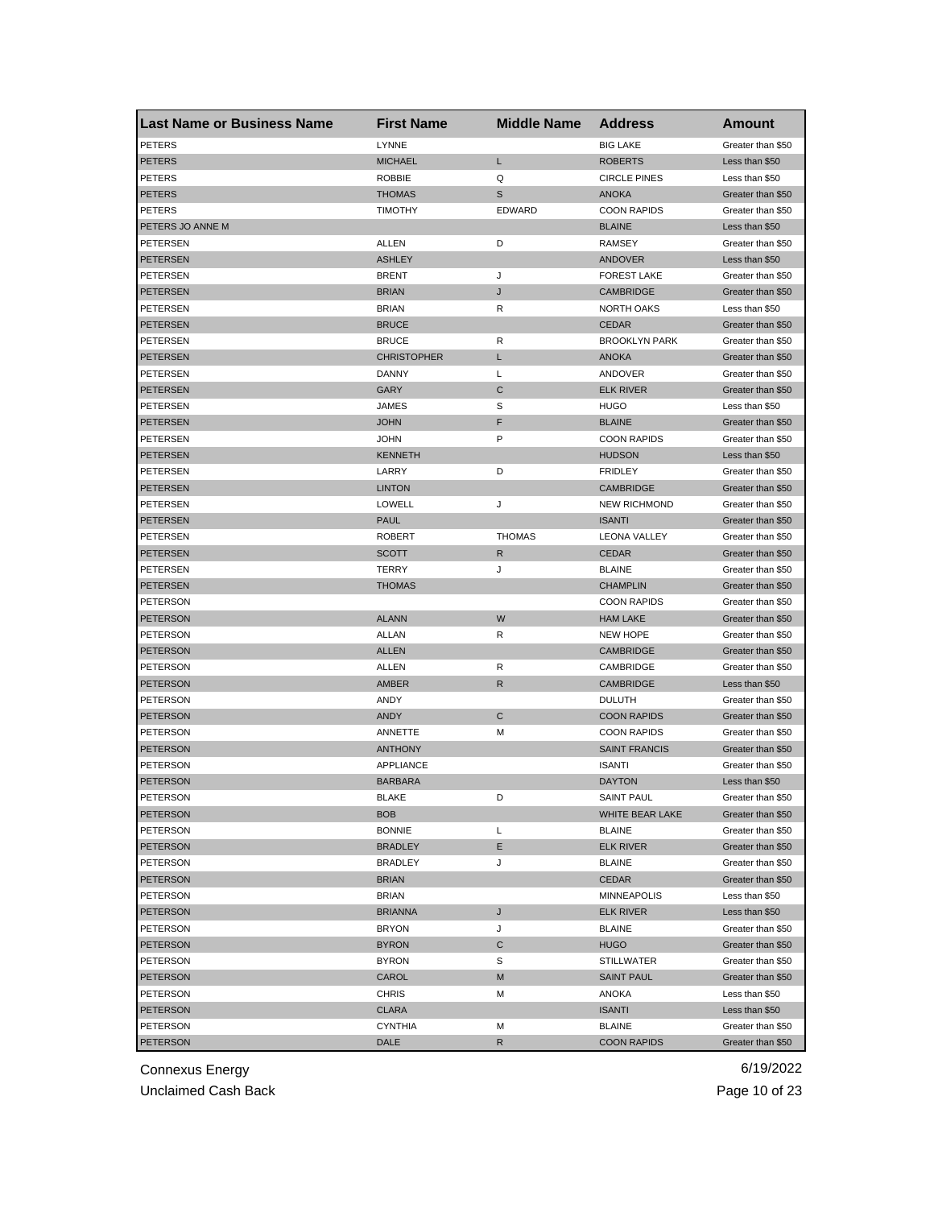| Last Name or Business Name | First Name | Middle Name | Address | Amount |
|---|---|---|---|---|
| PETERS | LYNNE | | BIG LAKE | Greater than $50 |
| PETERS | MICHAEL | L | ROBERTS | Less than $50 |
| PETERS | ROBBIE | Q | CIRCLE PINES | Less than $50 |
| PETERS | THOMAS | S | ANOKA | Greater than $50 |
| PETERS | TIMOTHY | EDWARD | COON RAPIDS | Greater than $50 |
| PETERS JO ANNE M | | | BLAINE | Less than $50 |
| PETERSEN | ALLEN | D | RAMSEY | Greater than $50 |
| PETERSEN | ASHLEY | | ANDOVER | Less than $50 |
| PETERSEN | BRENT | J | FOREST LAKE | Greater than $50 |
| PETERSEN | BRIAN | J | CAMBRIDGE | Greater than $50 |
| PETERSEN | BRIAN | R | NORTH OAKS | Less than $50 |
| PETERSEN | BRUCE | | CEDAR | Greater than $50 |
| PETERSEN | BRUCE | R | BROOKLYN PARK | Greater than $50 |
| PETERSEN | CHRISTOPHER | L | ANOKA | Greater than $50 |
| PETERSEN | DANNY | L | ANDOVER | Greater than $50 |
| PETERSEN | GARY | C | ELK RIVER | Greater than $50 |
| PETERSEN | JAMES | S | HUGO | Less than $50 |
| PETERSEN | JOHN | F | BLAINE | Greater than $50 |
| PETERSEN | JOHN | P | COON RAPIDS | Greater than $50 |
| PETERSEN | KENNETH | | HUDSON | Less than $50 |
| PETERSEN | LARRY | D | FRIDLEY | Greater than $50 |
| PETERSEN | LINTON | | CAMBRIDGE | Greater than $50 |
| PETERSEN | LOWELL | J | NEW RICHMOND | Greater than $50 |
| PETERSEN | PAUL | | ISANTI | Greater than $50 |
| PETERSEN | ROBERT | THOMAS | LEONA VALLEY | Greater than $50 |
| PETERSEN | SCOTT | R | CEDAR | Greater than $50 |
| PETERSEN | TERRY | J | BLAINE | Greater than $50 |
| PETERSEN | THOMAS | | CHAMPLIN | Greater than $50 |
| PETERSON | | | COON RAPIDS | Greater than $50 |
| PETERSON | ALANN | W | HAM LAKE | Greater than $50 |
| PETERSON | ALLAN | R | NEW HOPE | Greater than $50 |
| PETERSON | ALLEN | | CAMBRIDGE | Greater than $50 |
| PETERSON | ALLEN | R | CAMBRIDGE | Greater than $50 |
| PETERSON | AMBER | R | CAMBRIDGE | Less than $50 |
| PETERSON | ANDY | | DULUTH | Greater than $50 |
| PETERSON | ANDY | C | COON RAPIDS | Greater than $50 |
| PETERSON | ANNETTE | M | COON RAPIDS | Greater than $50 |
| PETERSON | ANTHONY | | SAINT FRANCIS | Greater than $50 |
| PETERSON | APPLIANCE | | ISANTI | Greater than $50 |
| PETERSON | BARBARA | | DAYTON | Less than $50 |
| PETERSON | BLAKE | D | SAINT PAUL | Greater than $50 |
| PETERSON | BOB | | WHITE BEAR LAKE | Greater than $50 |
| PETERSON | BONNIE | L | BLAINE | Greater than $50 |
| PETERSON | BRADLEY | E | ELK RIVER | Greater than $50 |
| PETERSON | BRADLEY | J | BLAINE | Greater than $50 |
| PETERSON | BRIAN | | CEDAR | Greater than $50 |
| PETERSON | BRIAN | | MINNEAPOLIS | Less than $50 |
| PETERSON | BRIANNA | J | ELK RIVER | Less than $50 |
| PETERSON | BRYON | J | BLAINE | Greater than $50 |
| PETERSON | BYRON | C | HUGO | Greater than $50 |
| PETERSON | BYRON | S | STILLWATER | Greater than $50 |
| PETERSON | CAROL | M | SAINT PAUL | Greater than $50 |
| PETERSON | CHRIS | M | ANOKA | Less than $50 |
| PETERSON | CLARA | | ISANTI | Less than $50 |
| PETERSON | CYNTHIA | M | BLAINE | Greater than $50 |
| PETERSON | DALE | R | COON RAPIDS | Greater than $50 |

Connexus Energy
Unclaimed Cash Back

6/19/2022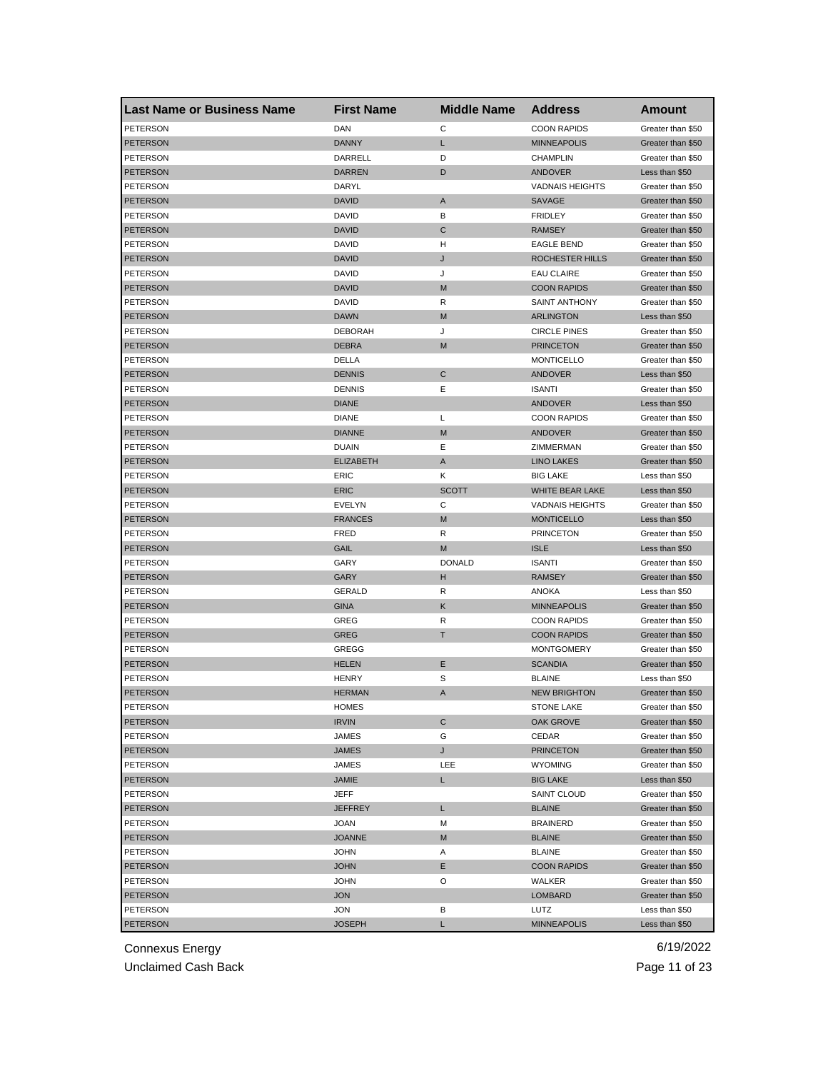| Last Name or Business Name | First Name | Middle Name | Address | Amount |
| --- | --- | --- | --- | --- |
| PETERSON | DAN | C | COON RAPIDS | Greater than $50 |
| PETERSON | DANNY | L | MINNEAPOLIS | Greater than $50 |
| PETERSON | DARRELL | D | CHAMPLIN | Greater than $50 |
| PETERSON | DARREN | D | ANDOVER | Less than $50 |
| PETERSON | DARYL | | VADNAIS HEIGHTS | Greater than $50 |
| PETERSON | DAVID | A | SAVAGE | Greater than $50 |
| PETERSON | DAVID | B | FRIDLEY | Greater than $50 |
| PETERSON | DAVID | C | RAMSEY | Greater than $50 |
| PETERSON | DAVID | H | EAGLE BEND | Greater than $50 |
| PETERSON | DAVID | J | ROCHESTER HILLS | Greater than $50 |
| PETERSON | DAVID | J | EAU CLAIRE | Greater than $50 |
| PETERSON | DAVID | M | COON RAPIDS | Greater than $50 |
| PETERSON | DAVID | R | SAINT ANTHONY | Greater than $50 |
| PETERSON | DAWN | M | ARLINGTON | Less than $50 |
| PETERSON | DEBORAH | J | CIRCLE PINES | Greater than $50 |
| PETERSON | DEBRA | M | PRINCETON | Greater than $50 |
| PETERSON | DELLA | | MONTICELLO | Greater than $50 |
| PETERSON | DENNIS | C | ANDOVER | Less than $50 |
| PETERSON | DENNIS | E | ISANTI | Greater than $50 |
| PETERSON | DIANE | | ANDOVER | Less than $50 |
| PETERSON | DIANE | L | COON RAPIDS | Greater than $50 |
| PETERSON | DIANNE | M | ANDOVER | Greater than $50 |
| PETERSON | DUAIN | E | ZIMMERMAN | Greater than $50 |
| PETERSON | ELIZABETH | A | LINO LAKES | Greater than $50 |
| PETERSON | ERIC | K | BIG LAKE | Less than $50 |
| PETERSON | ERIC | SCOTT | WHITE BEAR LAKE | Less than $50 |
| PETERSON | EVELYN | C | VADNAIS HEIGHTS | Greater than $50 |
| PETERSON | FRANCES | M | MONTICELLO | Less than $50 |
| PETERSON | FRED | R | PRINCETON | Greater than $50 |
| PETERSON | GAIL | M | ISLE | Less than $50 |
| PETERSON | GARY | DONALD | ISANTI | Greater than $50 |
| PETERSON | GARY | H | RAMSEY | Greater than $50 |
| PETERSON | GERALD | R | ANOKA | Less than $50 |
| PETERSON | GINA | K | MINNEAPOLIS | Greater than $50 |
| PETERSON | GREG | R | COON RAPIDS | Greater than $50 |
| PETERSON | GREG | T | COON RAPIDS | Greater than $50 |
| PETERSON | GREGG | | MONTGOMERY | Greater than $50 |
| PETERSON | HELEN | E | SCANDIA | Greater than $50 |
| PETERSON | HENRY | S | BLAINE | Less than $50 |
| PETERSON | HERMAN | A | NEW BRIGHTON | Greater than $50 |
| PETERSON | HOMES | | STONE LAKE | Greater than $50 |
| PETERSON | IRVIN | C | OAK GROVE | Greater than $50 |
| PETERSON | JAMES | G | CEDAR | Greater than $50 |
| PETERSON | JAMES | J | PRINCETON | Greater than $50 |
| PETERSON | JAMES | LEE | WYOMING | Greater than $50 |
| PETERSON | JAMIE | L | BIG LAKE | Less than $50 |
| PETERSON | JEFF | | SAINT CLOUD | Greater than $50 |
| PETERSON | JEFFREY | L | BLAINE | Greater than $50 |
| PETERSON | JOAN | M | BRAINERD | Greater than $50 |
| PETERSON | JOANNE | M | BLAINE | Greater than $50 |
| PETERSON | JOHN | A | BLAINE | Greater than $50 |
| PETERSON | JOHN | E | COON RAPIDS | Greater than $50 |
| PETERSON | JOHN | O | WALKER | Greater than $50 |
| PETERSON | JON | | LOMBARD | Greater than $50 |
| PETERSON | JON | B | LUTZ | Less than $50 |
| PETERSON | JOSEPH | L | MINNEAPOLIS | Less than $50 |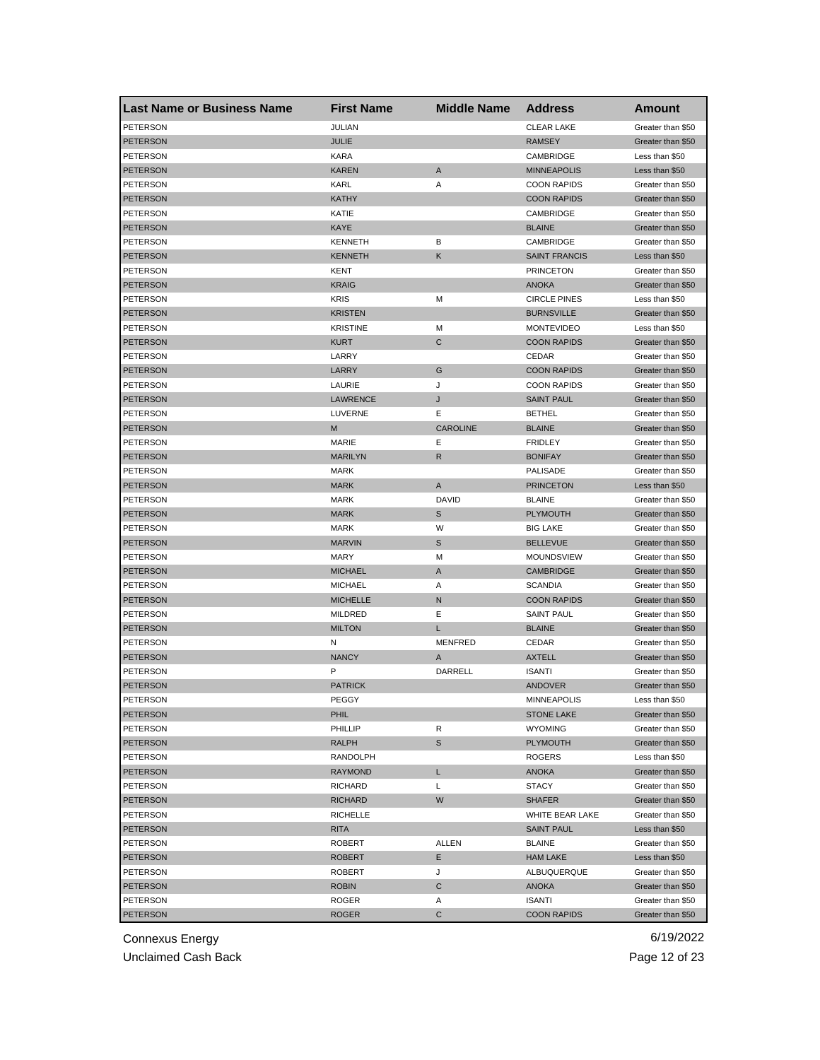| Last Name or Business Name | First Name | Middle Name | Address | Amount |
|---|---|---|---|---|
| PETERSON | JULIAN | | CLEAR LAKE | Greater than $50 |
| PETERSON | JULIE | | RAMSEY | Greater than $50 |
| PETERSON | KARA | | CAMBRIDGE | Less than $50 |
| PETERSON | KAREN | A | MINNEAPOLIS | Less than $50 |
| PETERSON | KARL | A | COON RAPIDS | Greater than $50 |
| PETERSON | KATHY | | COON RAPIDS | Greater than $50 |
| PETERSON | KATIE | | CAMBRIDGE | Greater than $50 |
| PETERSON | KAYE | | BLAINE | Greater than $50 |
| PETERSON | KENNETH | B | CAMBRIDGE | Greater than $50 |
| PETERSON | KENNETH | K | SAINT FRANCIS | Less than $50 |
| PETERSON | KENT | | PRINCETON | Greater than $50 |
| PETERSON | KRAIG | | ANOKA | Greater than $50 |
| PETERSON | KRIS | M | CIRCLE PINES | Less than $50 |
| PETERSON | KRISTEN | | BURNSVILLE | Greater than $50 |
| PETERSON | KRISTINE | M | MONTEVIDEO | Less than $50 |
| PETERSON | KURT | C | COON RAPIDS | Greater than $50 |
| PETERSON | LARRY | | CEDAR | Greater than $50 |
| PETERSON | LARRY | G | COON RAPIDS | Greater than $50 |
| PETERSON | LAURIE | J | COON RAPIDS | Greater than $50 |
| PETERSON | LAWRENCE | J | SAINT PAUL | Greater than $50 |
| PETERSON | LUVERNE | E | BETHEL | Greater than $50 |
| PETERSON | M | CAROLINE | BLAINE | Greater than $50 |
| PETERSON | MARIE | E | FRIDLEY | Greater than $50 |
| PETERSON | MARILYN | R | BONIFAY | Greater than $50 |
| PETERSON | MARK | | PALISADE | Greater than $50 |
| PETERSON | MARK | A | PRINCETON | Less than $50 |
| PETERSON | MARK | DAVID | BLAINE | Greater than $50 |
| PETERSON | MARK | S | PLYMOUTH | Greater than $50 |
| PETERSON | MARK | W | BIG LAKE | Greater than $50 |
| PETERSON | MARVIN | S | BELLEVUE | Greater than $50 |
| PETERSON | MARY | M | MOUNDSVIEW | Greater than $50 |
| PETERSON | MICHAEL | A | CAMBRIDGE | Greater than $50 |
| PETERSON | MICHAEL | A | SCANDIA | Greater than $50 |
| PETERSON | MICHELLE | N | COON RAPIDS | Greater than $50 |
| PETERSON | MILDRED | E | SAINT PAUL | Greater than $50 |
| PETERSON | MILTON | L | BLAINE | Greater than $50 |
| PETERSON | N | MENFRED | CEDAR | Greater than $50 |
| PETERSON | NANCY | A | AXTELL | Greater than $50 |
| PETERSON | P | DARRELL | ISANTI | Greater than $50 |
| PETERSON | PATRICK | | ANDOVER | Greater than $50 |
| PETERSON | PEGGY | | MINNEAPOLIS | Less than $50 |
| PETERSON | PHIL | | STONE LAKE | Greater than $50 |
| PETERSON | PHILLIP | R | WYOMING | Greater than $50 |
| PETERSON | RALPH | S | PLYMOUTH | Greater than $50 |
| PETERSON | RANDOLPH | | ROGERS | Less than $50 |
| PETERSON | RAYMOND | L | ANOKA | Greater than $50 |
| PETERSON | RICHARD | L | STACY | Greater than $50 |
| PETERSON | RICHARD | W | SHAFER | Greater than $50 |
| PETERSON | RICHELLE | | WHITE BEAR LAKE | Greater than $50 |
| PETERSON | RITA | | SAINT PAUL | Less than $50 |
| PETERSON | ROBERT | ALLEN | BLAINE | Greater than $50 |
| PETERSON | ROBERT | E | HAM LAKE | Less than $50 |
| PETERSON | ROBERT | J | ALBUQUERQUE | Greater than $50 |
| PETERSON | ROBIN | C | ANOKA | Greater than $50 |
| PETERSON | ROGER | A | ISANTI | Greater than $50 |
| PETERSON | ROGER | C | COON RAPIDS | Greater than $50 |

Connexus Energy
Unclaimed Cash Back

6/19/2022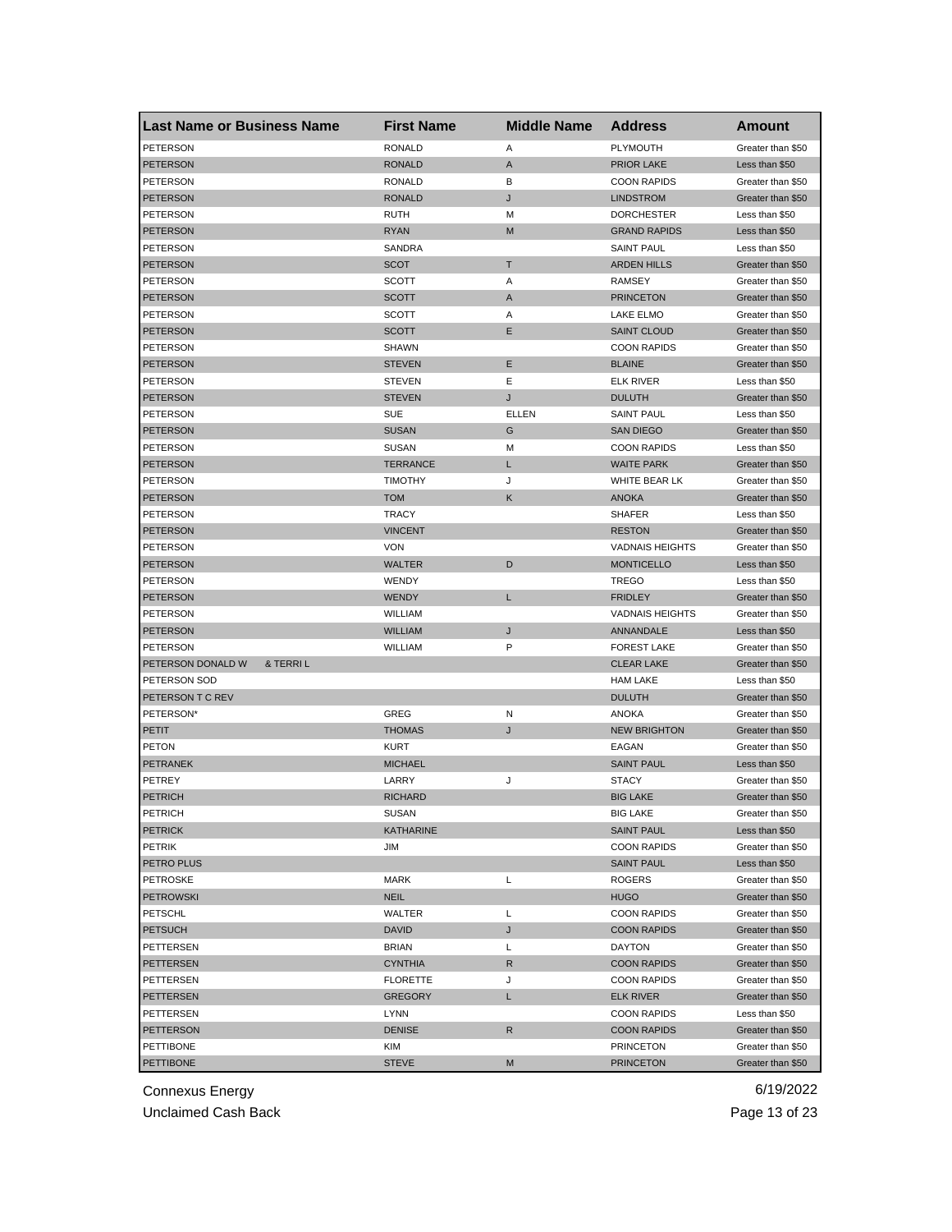| Last Name or Business Name | First Name | Middle Name | Address | Amount |
|---|---|---|---|---|
| PETERSON | RONALD | A | PLYMOUTH | Greater than $50 |
| PETERSON | RONALD | A | PRIOR LAKE | Less than $50 |
| PETERSON | RONALD | B | COON RAPIDS | Greater than $50 |
| PETERSON | RONALD | J | LINDSTROM | Greater than $50 |
| PETERSON | RUTH | M | DORCHESTER | Less than $50 |
| PETERSON | RYAN | M | GRAND RAPIDS | Less than $50 |
| PETERSON | SANDRA | | SAINT PAUL | Less than $50 |
| PETERSON | SCOT | T | ARDEN HILLS | Greater than $50 |
| PETERSON | SCOTT | A | RAMSEY | Greater than $50 |
| PETERSON | SCOTT | A | PRINCETON | Greater than $50 |
| PETERSON | SCOTT | A | LAKE ELMO | Greater than $50 |
| PETERSON | SCOTT | E | SAINT CLOUD | Greater than $50 |
| PETERSON | SHAWN | | COON RAPIDS | Greater than $50 |
| PETERSON | STEVEN | E | BLAINE | Greater than $50 |
| PETERSON | STEVEN | E | ELK RIVER | Less than $50 |
| PETERSON | STEVEN | J | DULUTH | Greater than $50 |
| PETERSON | SUE | ELLEN | SAINT PAUL | Less than $50 |
| PETERSON | SUSAN | G | SAN DIEGO | Greater than $50 |
| PETERSON | SUSAN | M | COON RAPIDS | Less than $50 |
| PETERSON | TERRANCE | L | WAITE PARK | Greater than $50 |
| PETERSON | TIMOTHY | J | WHITE BEAR LK | Greater than $50 |
| PETERSON | TOM | K | ANOKA | Greater than $50 |
| PETERSON | TRACY | | SHAFER | Less than $50 |
| PETERSON | VINCENT | | RESTON | Greater than $50 |
| PETERSON | VON | | VADNAIS HEIGHTS | Greater than $50 |
| PETERSON | WALTER | D | MONTICELLO | Less than $50 |
| PETERSON | WENDY | | TREGO | Less than $50 |
| PETERSON | WENDY | L | FRIDLEY | Greater than $50 |
| PETERSON | WILLIAM | | VADNAIS HEIGHTS | Greater than $50 |
| PETERSON | WILLIAM | J | ANNANDALE | Less than $50 |
| PETERSON | WILLIAM | P | FOREST LAKE | Greater than $50 |
| PETERSON DONALD W & TERRI L | | | CLEAR LAKE | Greater than $50 |
| PETERSON SOD | | | HAM LAKE | Less than $50 |
| PETERSON T C REV | | | DULUTH | Greater than $50 |
| PETERSON* | GREG | N | ANOKA | Greater than $50 |
| PETIT | THOMAS | J | NEW BRIGHTON | Greater than $50 |
| PETON | KURT | | EAGAN | Greater than $50 |
| PETRANEK | MICHAEL | | SAINT PAUL | Less than $50 |
| PETREY | LARRY | J | STACY | Greater than $50 |
| PETRICH | RICHARD | | BIG LAKE | Greater than $50 |
| PETRICH | SUSAN | | BIG LAKE | Greater than $50 |
| PETRICK | KATHARINE | | SAINT PAUL | Less than $50 |
| PETRIK | JIM | | COON RAPIDS | Greater than $50 |
| PETRO PLUS | | | SAINT PAUL | Less than $50 |
| PETROSKE | MARK | L | ROGERS | Greater than $50 |
| PETROWSKI | NEIL | | HUGO | Greater than $50 |
| PETSCHL | WALTER | L | COON RAPIDS | Greater than $50 |
| PETSUCH | DAVID | J | COON RAPIDS | Greater than $50 |
| PETTERSEN | BRIAN | L | DAYTON | Greater than $50 |
| PETTERSEN | CYNTHIA | R | COON RAPIDS | Greater than $50 |
| PETTERSEN | FLORETTE | J | COON RAPIDS | Greater than $50 |
| PETTERSEN | GREGORY | L | ELK RIVER | Greater than $50 |
| PETTERSEN | LYNN | | COON RAPIDS | Less than $50 |
| PETTERSON | DENISE | R | COON RAPIDS | Greater than $50 |
| PETTIBONE | KIM | | PRINCETON | Greater than $50 |
| PETTIBONE | STEVE | M | PRINCETON | Greater than $50 |

Connexus Energy
Unclaimed Cash Back
6/19/2022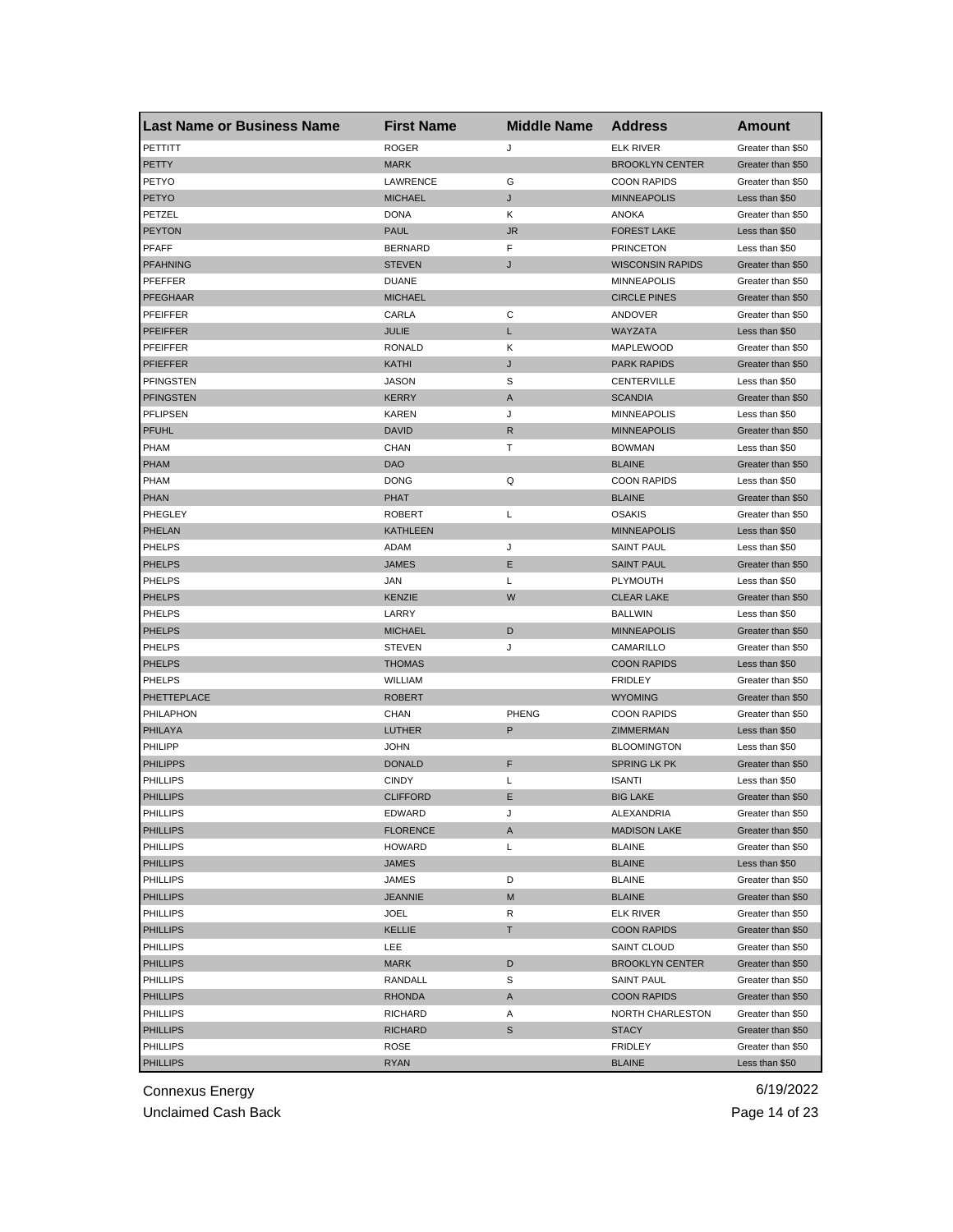| Last Name or Business Name | First Name | Middle Name | Address | Amount |
| --- | --- | --- | --- | --- |
| PETTITT | ROGER | J | ELK RIVER | Greater than $50 |
| PETTY | MARK | | BROOKLYN CENTER | Greater than $50 |
| PETYO | LAWRENCE | G | COON RAPIDS | Greater than $50 |
| PETYO | MICHAEL | J | MINNEAPOLIS | Less than $50 |
| PETZEL | DONA | K | ANOKA | Greater than $50 |
| PEYTON | PAUL | JR | FOREST LAKE | Less than $50 |
| PFAFF | BERNARD | F | PRINCETON | Less than $50 |
| PFAHNING | STEVEN | J | WISCONSIN RAPIDS | Greater than $50 |
| PFEFFER | DUANE | | MINNEAPOLIS | Greater than $50 |
| PFEGHAAR | MICHAEL | | CIRCLE PINES | Greater than $50 |
| PFEIFFER | CARLA | C | ANDOVER | Greater than $50 |
| PFEIFFER | JULIE | L | WAYZATA | Less than $50 |
| PFEIFFER | RONALD | K | MAPLEWOOD | Greater than $50 |
| PFIEFFER | KATHI | J | PARK RAPIDS | Greater than $50 |
| PFINGSTEN | JASON | S | CENTERVILLE | Less than $50 |
| PFINGSTEN | KERRY | A | SCANDIA | Greater than $50 |
| PFLIPSEN | KAREN | J | MINNEAPOLIS | Less than $50 |
| PFUHL | DAVID | R | MINNEAPOLIS | Greater than $50 |
| PHAM | CHAN | T | BOWMAN | Less than $50 |
| PHAM | DAO | | BLAINE | Greater than $50 |
| PHAM | DONG | Q | COON RAPIDS | Less than $50 |
| PHAN | PHAT | | BLAINE | Greater than $50 |
| PHEGLEY | ROBERT | L | OSAKIS | Greater than $50 |
| PHELAN | KATHLEEN | | MINNEAPOLIS | Less than $50 |
| PHELPS | ADAM | J | SAINT PAUL | Less than $50 |
| PHELPS | JAMES | E | SAINT PAUL | Greater than $50 |
| PHELPS | JAN | L | PLYMOUTH | Less than $50 |
| PHELPS | KENZIE | W | CLEAR LAKE | Greater than $50 |
| PHELPS | LARRY | | BALLWIN | Less than $50 |
| PHELPS | MICHAEL | D | MINNEAPOLIS | Greater than $50 |
| PHELPS | STEVEN | J | CAMARILLO | Greater than $50 |
| PHELPS | THOMAS | | COON RAPIDS | Less than $50 |
| PHELPS | WILLIAM | | FRIDLEY | Greater than $50 |
| PHETTEPLACE | ROBERT | | WYOMING | Greater than $50 |
| PHILAPHON | CHAN | PHENG | COON RAPIDS | Greater than $50 |
| PHILAYA | LUTHER | P | ZIMMERMAN | Less than $50 |
| PHILIPP | JOHN | | BLOOMINGTON | Less than $50 |
| PHILIPPS | DONALD | F | SPRING LK PK | Greater than $50 |
| PHILLIPS | CINDY | L | ISANTI | Less than $50 |
| PHILLIPS | CLIFFORD | E | BIG LAKE | Greater than $50 |
| PHILLIPS | EDWARD | J | ALEXANDRIA | Greater than $50 |
| PHILLIPS | FLORENCE | A | MADISON LAKE | Greater than $50 |
| PHILLIPS | HOWARD | L | BLAINE | Greater than $50 |
| PHILLIPS | JAMES | | BLAINE | Less than $50 |
| PHILLIPS | JAMES | D | BLAINE | Greater than $50 |
| PHILLIPS | JEANNIE | M | BLAINE | Greater than $50 |
| PHILLIPS | JOEL | R | ELK RIVER | Greater than $50 |
| PHILLIPS | KELLIE | T | COON RAPIDS | Greater than $50 |
| PHILLIPS | LEE | | SAINT CLOUD | Greater than $50 |
| PHILLIPS | MARK | D | BROOKLYN CENTER | Greater than $50 |
| PHILLIPS | RANDALL | S | SAINT PAUL | Greater than $50 |
| PHILLIPS | RHONDA | A | COON RAPIDS | Greater than $50 |
| PHILLIPS | RICHARD | A | NORTH CHARLESTON | Greater than $50 |
| PHILLIPS | RICHARD | S | STACY | Greater than $50 |
| PHILLIPS | ROSE | | FRIDLEY | Greater than $50 |
| PHILLIPS | RYAN | | BLAINE | Less than $50 |

Connexus Energy
Unclaimed Cash Back

6/19/2022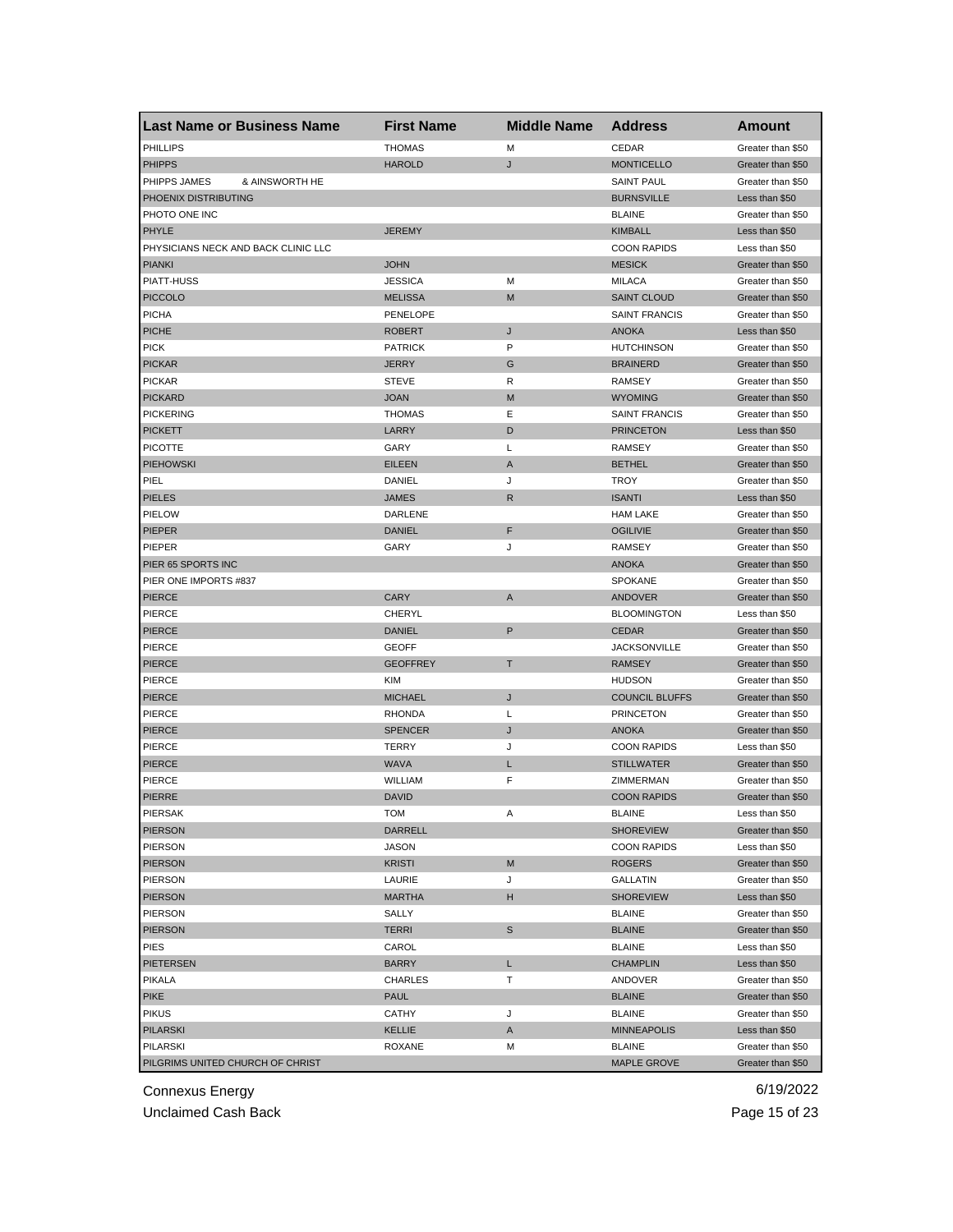| Last Name or Business Name | First Name | Middle Name | Address | Amount |
|---|---|---|---|---|
| PHILLIPS | THOMAS | M | CEDAR | Greater than $50 |
| PHIPPS | HAROLD | J | MONTICELLO | Greater than $50 |
| PHIPPS JAMES & AINSWORTH HE | | | SAINT PAUL | Greater than $50 |
| PHOENIX DISTRIBUTING | | | BURNSVILLE | Less than $50 |
| PHOTO ONE INC | | | BLAINE | Greater than $50 |
| PHYLE | JEREMY | | KIMBALL | Less than $50 |
| PHYSICIANS NECK AND BACK CLINIC LLC | | | COON RAPIDS | Less than $50 |
| PIANKI | JOHN | | MESICK | Greater than $50 |
| PIATT-HUSS | JESSICA | M | MILACA | Greater than $50 |
| PICCOLO | MELISSA | M | SAINT CLOUD | Greater than $50 |
| PICHA | PENELOPE | | SAINT FRANCIS | Greater than $50 |
| PICHE | ROBERT | J | ANOKA | Less than $50 |
| PICK | PATRICK | P | HUTCHINSON | Greater than $50 |
| PICKAR | JERRY | G | BRAINERD | Greater than $50 |
| PICKAR | STEVE | R | RAMSEY | Greater than $50 |
| PICKARD | JOAN | M | WYOMING | Greater than $50 |
| PICKERING | THOMAS | E | SAINT FRANCIS | Greater than $50 |
| PICKETT | LARRY | D | PRINCETON | Less than $50 |
| PICOTTE | GARY | L | RAMSEY | Greater than $50 |
| PIEHOWSKI | EILEEN | A | BETHEL | Greater than $50 |
| PIEL | DANIEL | J | TROY | Greater than $50 |
| PIELES | JAMES | R | ISANTI | Less than $50 |
| PIELOW | DARLENE | | HAM LAKE | Greater than $50 |
| PIEPER | DANIEL | F | OGILIVIE | Greater than $50 |
| PIEPER | GARY | J | RAMSEY | Greater than $50 |
| PIER 65 SPORTS INC | | | ANOKA | Greater than $50 |
| PIER ONE IMPORTS #837 | | | SPOKANE | Greater than $50 |
| PIERCE | CARY | A | ANDOVER | Greater than $50 |
| PIERCE | CHERYL | | BLOOMINGTON | Less than $50 |
| PIERCE | DANIEL | P | CEDAR | Greater than $50 |
| PIERCE | GEOFF | | JACKSONVILLE | Greater than $50 |
| PIERCE | GEOFFREY | T | RAMSEY | Greater than $50 |
| PIERCE | KIM | | HUDSON | Greater than $50 |
| PIERCE | MICHAEL | J | COUNCIL BLUFFS | Greater than $50 |
| PIERCE | RHONDA | L | PRINCETON | Greater than $50 |
| PIERCE | SPENCER | J | ANOKA | Greater than $50 |
| PIERCE | TERRY | J | COON RAPIDS | Less than $50 |
| PIERCE | WAVA | L | STILLWATER | Greater than $50 |
| PIERCE | WILLIAM | F | ZIMMERMAN | Greater than $50 |
| PIERRE | DAVID | | COON RAPIDS | Greater than $50 |
| PIERSAK | TOM | A | BLAINE | Less than $50 |
| PIERSON | DARRELL | | SHOREVIEW | Greater than $50 |
| PIERSON | JASON | | COON RAPIDS | Less than $50 |
| PIERSON | KRISTI | M | ROGERS | Greater than $50 |
| PIERSON | LAURIE | J | GALLATIN | Greater than $50 |
| PIERSON | MARTHA | H | SHOREVIEW | Less than $50 |
| PIERSON | SALLY | | BLAINE | Greater than $50 |
| PIERSON | TERRI | S | BLAINE | Greater than $50 |
| PIES | CAROL | | BLAINE | Less than $50 |
| PIETERSEN | BARRY | L | CHAMPLIN | Less than $50 |
| PIKALA | CHARLES | T | ANDOVER | Greater than $50 |
| PIKE | PAUL | | BLAINE | Greater than $50 |
| PIKUS | CATHY | J | BLAINE | Greater than $50 |
| PILARSKI | KELLIE | A | MINNEAPOLIS | Less than $50 |
| PILARSKI | ROXANE | M | BLAINE | Greater than $50 |
| PILGRIMS UNITED CHURCH OF CHRIST | | | MAPLE GROVE | Greater than $50 |

Connexus Energy
Unclaimed Cash Back
6/19/2022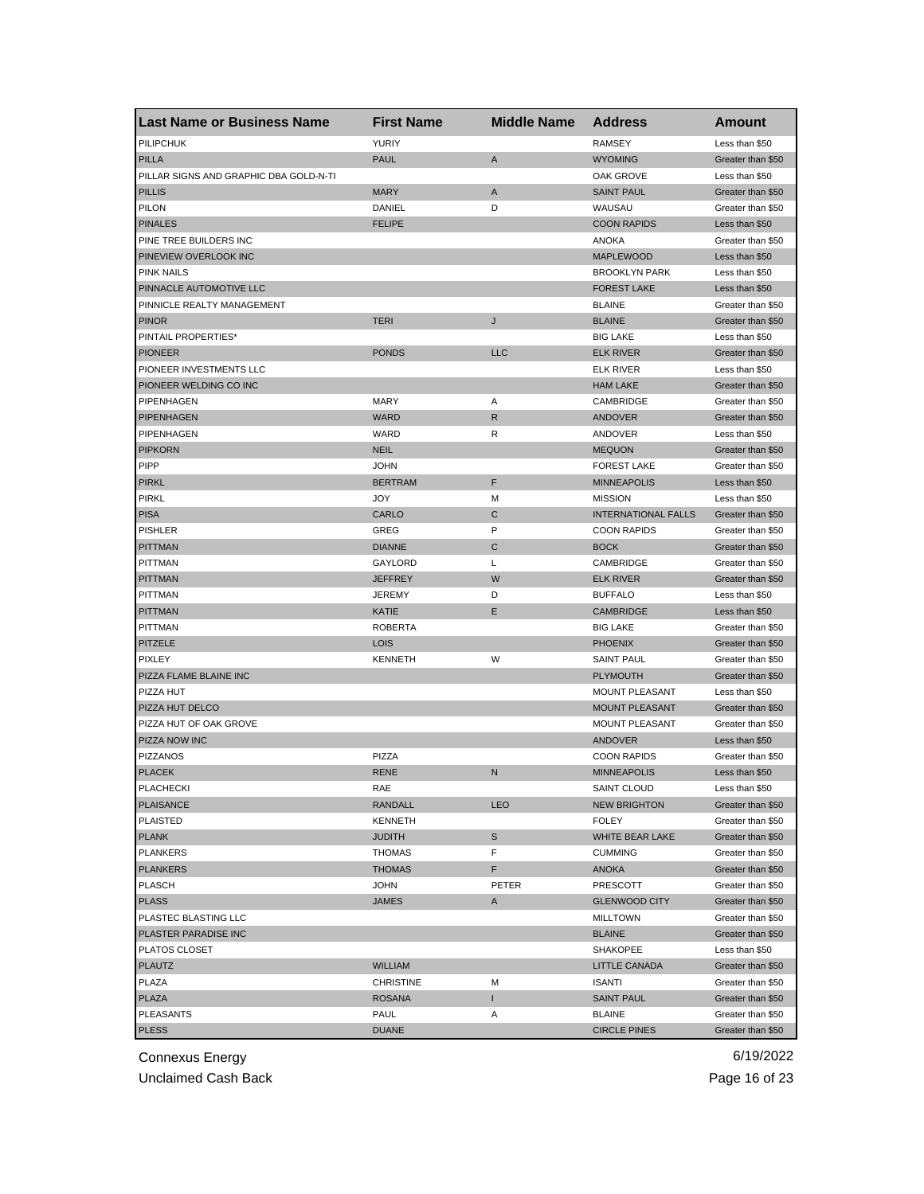| Last Name or Business Name | First Name | Middle Name | Address | Amount |
|---|---|---|---|---|
| PILIPCHUK | YURIY | | RAMSEY | Less than $50 |
| PILLA | PAUL | A | WYOMING | Greater than $50 |
| PILLAR SIGNS AND GRAPHIC DBA GOLD-N-TI | | | OAK GROVE | Less than $50 |
| PILLIS | MARY | A | SAINT PAUL | Greater than $50 |
| PILON | DANIEL | D | WAUSAU | Greater than $50 |
| PINALES | FELIPE | | COON RAPIDS | Less than $50 |
| PINE TREE BUILDERS INC | | | ANOKA | Greater than $50 |
| PINEVIEW OVERLOOK INC | | | MAPLEWOOD | Less than $50 |
| PINK NAILS | | | BROOKLYN PARK | Less than $50 |
| PINNACLE AUTOMOTIVE LLC | | | FOREST LAKE | Less than $50 |
| PINNICLE REALTY MANAGEMENT | | | BLAINE | Greater than $50 |
| PINOR | TERI | J | BLAINE | Greater than $50 |
| PINTAIL PROPERTIES* | | | BIG LAKE | Less than $50 |
| PIONEER | PONDS | LLC | ELK RIVER | Greater than $50 |
| PIONEER INVESTMENTS LLC | | | ELK RIVER | Less than $50 |
| PIONEER WELDING CO INC | | | HAM LAKE | Greater than $50 |
| PIPENHAGEN | MARY | A | CAMBRIDGE | Greater than $50 |
| PIPENHAGEN | WARD | R | ANDOVER | Greater than $50 |
| PIPENHAGEN | WARD | R | ANDOVER | Less than $50 |
| PIPKORN | NEIL | | MEQUON | Greater than $50 |
| PIPP | JOHN | | FOREST LAKE | Greater than $50 |
| PIRKL | BERTRAM | F | MINNEAPOLIS | Less than $50 |
| PIRKL | JOY | M | MISSION | Less than $50 |
| PISA | CARLO | C | INTERNATIONAL FALLS | Greater than $50 |
| PISHLER | GREG | P | COON RAPIDS | Greater than $50 |
| PITTMAN | DIANNE | C | BOCK | Greater than $50 |
| PITTMAN | GAYLORD | L | CAMBRIDGE | Greater than $50 |
| PITTMAN | JEFFREY | W | ELK RIVER | Greater than $50 |
| PITTMAN | JEREMY | D | BUFFALO | Less than $50 |
| PITTMAN | KATIE | E | CAMBRIDGE | Less than $50 |
| PITTMAN | ROBERTA | | BIG LAKE | Greater than $50 |
| PITZELE | LOIS | | PHOENIX | Greater than $50 |
| PIXLEY | KENNETH | W | SAINT PAUL | Greater than $50 |
| PIZZA FLAME BLAINE INC | | | PLYMOUTH | Greater than $50 |
| PIZZA HUT | | | MOUNT PLEASANT | Less than $50 |
| PIZZA HUT DELCO | | | MOUNT PLEASANT | Greater than $50 |
| PIZZA HUT OF OAK GROVE | | | MOUNT PLEASANT | Greater than $50 |
| PIZZA NOW INC | | | ANDOVER | Less than $50 |
| PIZZANOS | PIZZA | | COON RAPIDS | Greater than $50 |
| PLACEK | RENE | N | MINNEAPOLIS | Less than $50 |
| PLACHECKI | RAE | | SAINT CLOUD | Less than $50 |
| PLAISANCE | RANDALL | LEO | NEW BRIGHTON | Greater than $50 |
| PLAISTED | KENNETH | | FOLEY | Greater than $50 |
| PLANK | JUDITH | S | WHITE BEAR LAKE | Greater than $50 |
| PLANKERS | THOMAS | F | CUMMING | Greater than $50 |
| PLANKERS | THOMAS | F | ANOKA | Greater than $50 |
| PLASCH | JOHN | PETER | PRESCOTT | Greater than $50 |
| PLASS | JAMES | A | GLENWOOD CITY | Greater than $50 |
| PLASTEC BLASTING LLC | | | MILLTOWN | Greater than $50 |
| PLASTER PARADISE INC | | | BLAINE | Greater than $50 |
| PLATOS CLOSET | | | SHAKOPEE | Less than $50 |
| PLAUTZ | WILLIAM | | LITTLE CANADA | Greater than $50 |
| PLAZA | CHRISTINE | M | ISANTI | Greater than $50 |
| PLAZA | ROSANA | I | SAINT PAUL | Greater than $50 |
| PLEASANTS | PAUL | A | BLAINE | Greater than $50 |
| PLESS | DUANE | | CIRCLE PINES | Greater than $50 |

Connexus Energy
Unclaimed Cash Back

6/19/2022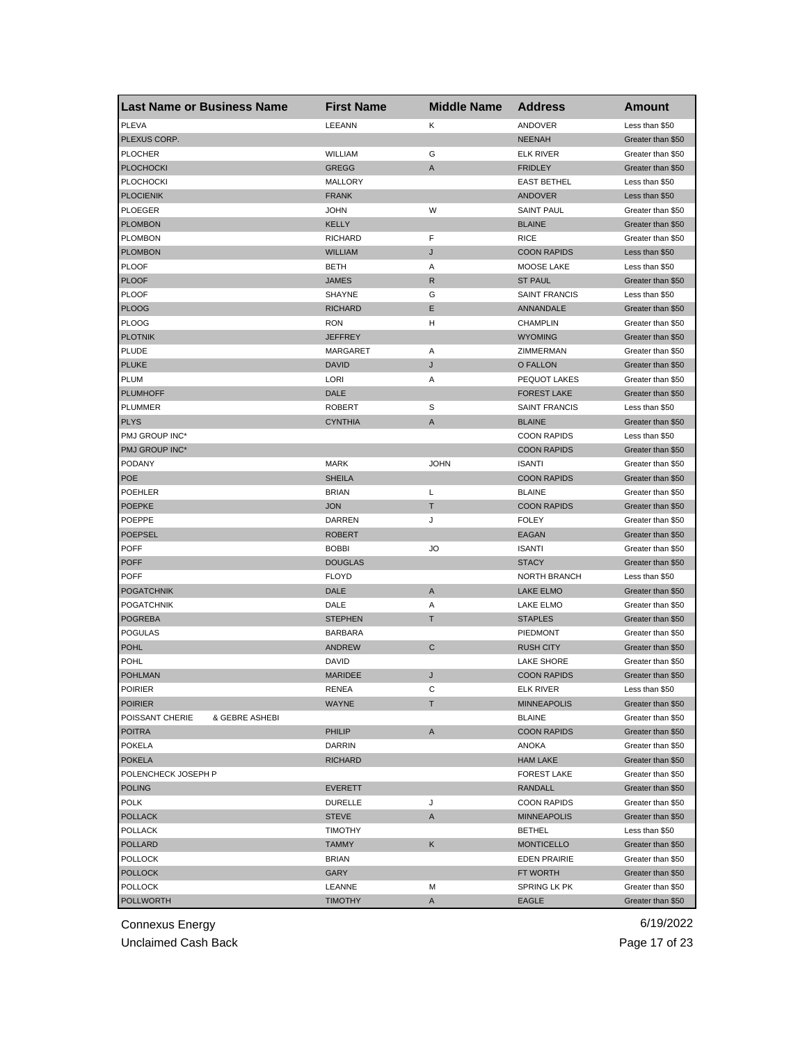| Last Name or Business Name | First Name | Middle Name | Address | Amount |
| --- | --- | --- | --- | --- |
| PLEVA | LEEANN | K | ANDOVER | Less than $50 |
| PLEXUS CORP. | | | NEENAH | Greater than $50 |
| PLOCHER | WILLIAM | G | ELK RIVER | Greater than $50 |
| PLOCHOCKI | GREGG | A | FRIDLEY | Greater than $50 |
| PLOCHOCKI | MALLORY | | EAST BETHEL | Less than $50 |
| PLOCIENIK | FRANK | | ANDOVER | Less than $50 |
| PLOEGER | JOHN | W | SAINT PAUL | Greater than $50 |
| PLOMBON | KELLY | | BLAINE | Greater than $50 |
| PLOMBON | RICHARD | F | RICE | Greater than $50 |
| PLOMBON | WILLIAM | J | COON RAPIDS | Less than $50 |
| PLOOF | BETH | A | MOOSE LAKE | Less than $50 |
| PLOOF | JAMES | R | ST PAUL | Greater than $50 |
| PLOOF | SHAYNE | G | SAINT FRANCIS | Less than $50 |
| PLOOG | RICHARD | E | ANNANDALE | Greater than $50 |
| PLOOG | RON | H | CHAMPLIN | Greater than $50 |
| PLOTNIK | JEFFREY | | WYOMING | Greater than $50 |
| PLUDE | MARGARET | A | ZIMMERMAN | Greater than $50 |
| PLUKE | DAVID | J | O FALLON | Greater than $50 |
| PLUM | LORI | A | PEQUOT LAKES | Greater than $50 |
| PLUMHOFF | DALE | | FOREST LAKE | Greater than $50 |
| PLUMMER | ROBERT | S | SAINT FRANCIS | Less than $50 |
| PLYS | CYNTHIA | A | BLAINE | Greater than $50 |
| PMJ GROUP INC* | | | COON RAPIDS | Less than $50 |
| PMJ GROUP INC* | | | COON RAPIDS | Greater than $50 |
| PODANY | MARK | JOHN | ISANTI | Greater than $50 |
| POE | SHEILA | | COON RAPIDS | Greater than $50 |
| POEHLER | BRIAN | L | BLAINE | Greater than $50 |
| POEPKE | JON | T | COON RAPIDS | Greater than $50 |
| POEPPE | DARREN | J | FOLEY | Greater than $50 |
| POEPSEL | ROBERT | | EAGAN | Greater than $50 |
| POFF | BOBBI | JO | ISANTI | Greater than $50 |
| POFF | DOUGLAS | | STACY | Greater than $50 |
| POFF | FLOYD | | NORTH BRANCH | Less than $50 |
| POGATCHNIK | DALE | A | LAKE ELMO | Greater than $50 |
| POGATCHNIK | DALE | A | LAKE ELMO | Greater than $50 |
| POGREBA | STEPHEN | T | STAPLES | Greater than $50 |
| POGULAS | BARBARA | | PIEDMONT | Greater than $50 |
| POHL | ANDREW | C | RUSH CITY | Greater than $50 |
| POHL | DAVID | | LAKE SHORE | Greater than $50 |
| POHLMAN | MARIDEE | J | COON RAPIDS | Greater than $50 |
| POIRIER | RENEA | C | ELK RIVER | Less than $50 |
| POIRIER | WAYNE | T | MINNEAPOLIS | Greater than $50 |
| POISSANT CHERIE & GEBRE ASHEBI | | | BLAINE | Greater than $50 |
| POITRA | PHILIP | A | COON RAPIDS | Greater than $50 |
| POKELA | DARRIN | | ANOKA | Greater than $50 |
| POKELA | RICHARD | | HAM LAKE | Greater than $50 |
| POLENCHECK JOSEPH P | | | FOREST LAKE | Greater than $50 |
| POLING | EVERETT | | RANDALL | Greater than $50 |
| POLK | DURELLE | J | COON RAPIDS | Greater than $50 |
| POLLACK | STEVE | A | MINNEAPOLIS | Greater than $50 |
| POLLACK | TIMOTHY | | BETHEL | Less than $50 |
| POLLARD | TAMMY | K | MONTICELLO | Greater than $50 |
| POLLOCK | BRIAN | | EDEN PRAIRIE | Greater than $50 |
| POLLOCK | GARY | | FT WORTH | Greater than $50 |
| POLLOCK | LEANNE | M | SPRING LK PK | Greater than $50 |
| POLLWORTH | TIMOTHY | A | EAGLE | Greater than $50 |

Connexus Energy 6/19/2022

Unclaimed Cash Back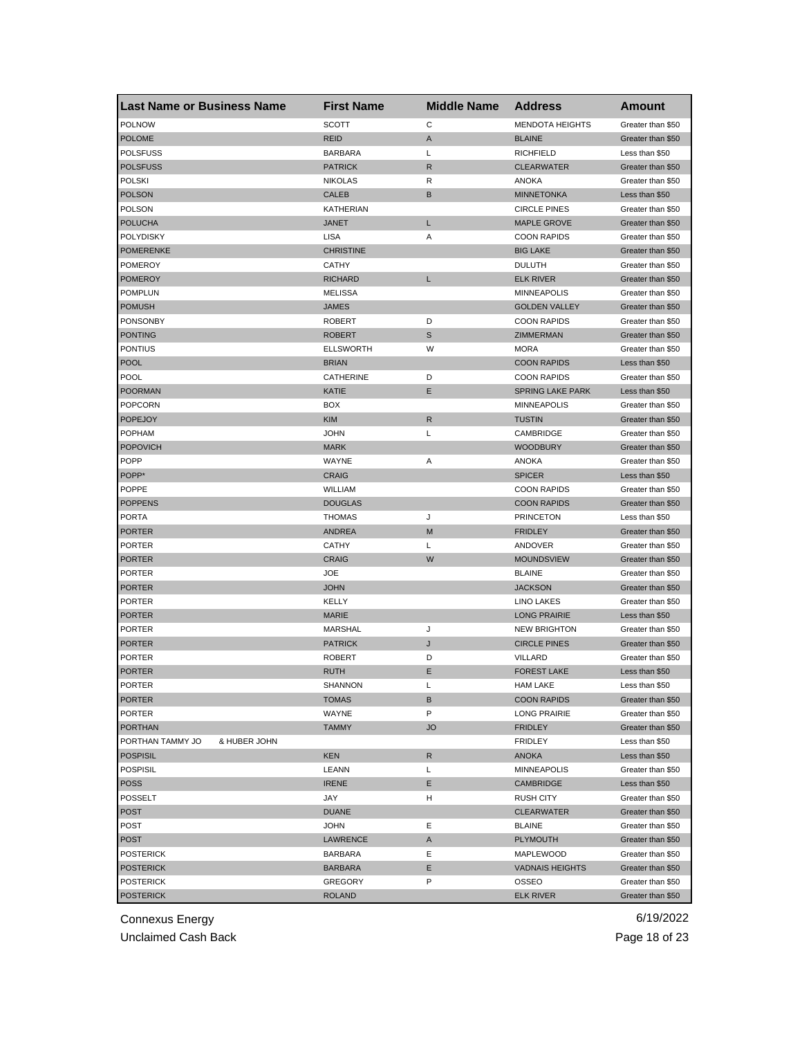| Last Name or Business Name | First Name | Middle Name | Address | Amount |
|---|---|---|---|---|
| POLNOW | SCOTT | C | MENDOTA HEIGHTS | Greater than $50 |
| POLOME | REID | A | BLAINE | Greater than $50 |
| POLSFUSS | BARBARA | L | RICHFIELD | Less than $50 |
| POLSFUSS | PATRICK | R | CLEARWATER | Greater than $50 |
| POLSKI | NIKOLAS | R | ANOKA | Greater than $50 |
| POLSON | CALEB | B | MINNETONKA | Less than $50 |
| POLSON | KATHERIAN | | CIRCLE PINES | Greater than $50 |
| POLUCHA | JANET | L | MAPLE GROVE | Greater than $50 |
| POLYDISKY | LISA | A | COON RAPIDS | Greater than $50 |
| POMERENKE | CHRISTINE | | BIG LAKE | Greater than $50 |
| POMEROY | CATHY | | DULUTH | Greater than $50 |
| POMEROY | RICHARD | L | ELK RIVER | Greater than $50 |
| POMPLUN | MELISSA | | MINNEAPOLIS | Greater than $50 |
| POMUSH | JAMES | | GOLDEN VALLEY | Greater than $50 |
| PONSONBY | ROBERT | D | COON RAPIDS | Greater than $50 |
| PONTING | ROBERT | S | ZIMMERMAN | Greater than $50 |
| PONTIUS | ELLSWORTH | W | MORA | Greater than $50 |
| POOL | BRIAN | | COON RAPIDS | Less than $50 |
| POOL | CATHERINE | D | COON RAPIDS | Greater than $50 |
| POORMAN | KATIE | E | SPRING LAKE PARK | Less than $50 |
| POPCORN | BOX | | MINNEAPOLIS | Greater than $50 |
| POPEJOY | KIM | R | TUSTIN | Greater than $50 |
| POPHAM | JOHN | L | CAMBRIDGE | Greater than $50 |
| POPOVICH | MARK | | WOODBURY | Greater than $50 |
| POPP | WAYNE | A | ANOKA | Greater than $50 |
| POPP* | CRAIG | | SPICER | Less than $50 |
| POPPE | WILLIAM | | COON RAPIDS | Greater than $50 |
| POPPENS | DOUGLAS | | COON RAPIDS | Greater than $50 |
| PORTA | THOMAS | J | PRINCETON | Less than $50 |
| PORTER | ANDREA | M | FRIDLEY | Greater than $50 |
| PORTER | CATHY | L | ANDOVER | Greater than $50 |
| PORTER | CRAIG | W | MOUNDSVIEW | Greater than $50 |
| PORTER | JOE | | BLAINE | Greater than $50 |
| PORTER | JOHN | | JACKSON | Greater than $50 |
| PORTER | KELLY | | LINO LAKES | Greater than $50 |
| PORTER | MARIE | | LONG PRAIRIE | Less than $50 |
| PORTER | MARSHAL | J | NEW BRIGHTON | Greater than $50 |
| PORTER | PATRICK | J | CIRCLE PINES | Greater than $50 |
| PORTER | ROBERT | D | VILLARD | Greater than $50 |
| PORTER | RUTH | E | FOREST LAKE | Less than $50 |
| PORTER | SHANNON | L | HAM LAKE | Less than $50 |
| PORTER | TOMAS | B | COON RAPIDS | Greater than $50 |
| PORTER | WAYNE | P | LONG PRAIRIE | Greater than $50 |
| PORTHAN | TAMMY | JO | FRIDLEY | Greater than $50 |
| PORTHAN TAMMY JO & HUBER JOHN | | | FRIDLEY | Less than $50 |
| POSPISIL | KEN | R | ANOKA | Less than $50 |
| POSPISIL | LEANN | L | MINNEAPOLIS | Greater than $50 |
| POSS | IRENE | E | CAMBRIDGE | Less than $50 |
| POSSELT | JAY | H | RUSH CITY | Greater than $50 |
| POST | DUANE | | CLEARWATER | Greater than $50 |
| POST | JOHN | E | BLAINE | Greater than $50 |
| POST | LAWRENCE | A | PLYMOUTH | Greater than $50 |
| POSTERICK | BARBARA | E | MAPLEWOOD | Greater than $50 |
| POSTERICK | BARBARA | E | VADNAIS HEIGHTS | Greater than $50 |
| POSTERICK | GREGORY | P | OSSEO | Greater than $50 |
| POSTERICK | ROLAND | | ELK RIVER | Greater than $50 |

Connexus Energy 6/19/2022
Unclaimed Cash Back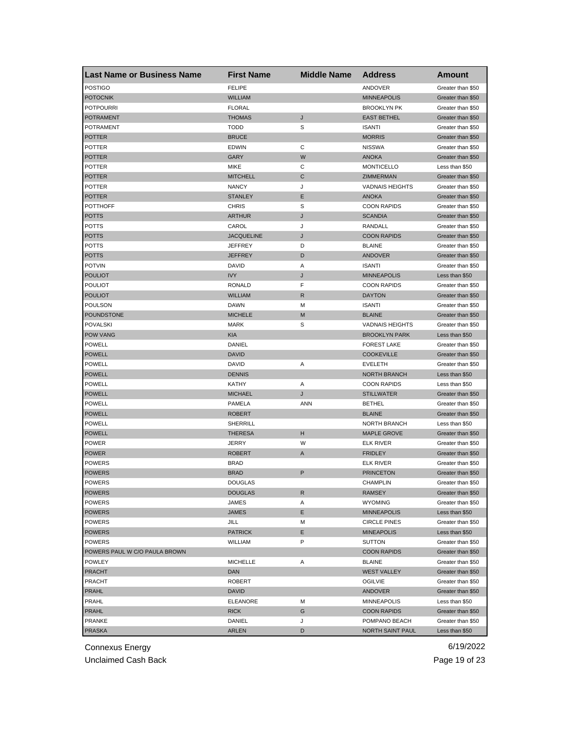| Last Name or Business Name | First Name | Middle Name | Address | Amount |
|---|---|---|---|---|
| POSTIGO | FELIPE | | ANDOVER | Greater than $50 |
| POTOCNIK | WILLIAM | | MINNEAPOLIS | Greater than $50 |
| POTPOURRI | FLORAL | | BROOKLYN PK | Greater than $50 |
| POTRAMENT | THOMAS | J | EAST BETHEL | Greater than $50 |
| POTRAMENT | TODD | S | ISANTI | Greater than $50 |
| POTTER | BRUCE | | MORRIS | Greater than $50 |
| POTTER | EDWIN | C | NISSWA | Greater than $50 |
| POTTER | GARY | W | ANOKA | Greater than $50 |
| POTTER | MIKE | C | MONTICELLO | Less than $50 |
| POTTER | MITCHELL | C | ZIMMERMAN | Greater than $50 |
| POTTER | NANCY | J | VADNAIS HEIGHTS | Greater than $50 |
| POTTER | STANLEY | E | ANOKA | Greater than $50 |
| POTTHOFF | CHRIS | S | COON RAPIDS | Greater than $50 |
| POTTS | ARTHUR | J | SCANDIA | Greater than $50 |
| POTTS | CAROL | J | RANDALL | Greater than $50 |
| POTTS | JACQUELINE | J | COON RAPIDS | Greater than $50 |
| POTTS | JEFFREY | D | BLAINE | Greater than $50 |
| POTTS | JEFFREY | D | ANDOVER | Greater than $50 |
| POTVIN | DAVID | A | ISANTI | Greater than $50 |
| POULIOT | IVY | J | MINNEAPOLIS | Less than $50 |
| POULIOT | RONALD | F | COON RAPIDS | Greater than $50 |
| POULIOT | WILLIAM | R | DAYTON | Greater than $50 |
| POULSON | DAWN | M | ISANTI | Greater than $50 |
| POUNDSTONE | MICHELE | M | BLAINE | Greater than $50 |
| POVALSKI | MARK | S | VADNAIS HEIGHTS | Greater than $50 |
| POW VANG | KIA | | BROOKLYN PARK | Less than $50 |
| POWELL | DANIEL | | FOREST LAKE | Greater than $50 |
| POWELL | DAVID | | COOKEVILLE | Greater than $50 |
| POWELL | DAVID | A | EVELETH | Greater than $50 |
| POWELL | DENNIS | | NORTH BRANCH | Less than $50 |
| POWELL | KATHY | A | COON RAPIDS | Less than $50 |
| POWELL | MICHAEL | J | STILLWATER | Greater than $50 |
| POWELL | PAMELA | ANN | BETHEL | Greater than $50 |
| POWELL | ROBERT | | BLAINE | Greater than $50 |
| POWELL | SHERRILL | | NORTH BRANCH | Less than $50 |
| POWELL | THERESA | H | MAPLE GROVE | Greater than $50 |
| POWER | JERRY | W | ELK RIVER | Greater than $50 |
| POWER | ROBERT | A | FRIDLEY | Greater than $50 |
| POWERS | BRAD | | ELK RIVER | Greater than $50 |
| POWERS | BRAD | P | PRINCETON | Greater than $50 |
| POWERS | DOUGLAS | | CHAMPLIN | Greater than $50 |
| POWERS | DOUGLAS | R | RAMSEY | Greater than $50 |
| POWERS | JAMES | A | WYOMING | Greater than $50 |
| POWERS | JAMES | E | MINNEAPOLIS | Less than $50 |
| POWERS | JILL | M | CIRCLE PINES | Greater than $50 |
| POWERS | PATRICK | E | MINEAPOLIS | Less than $50 |
| POWERS | WILLIAM | P | SUTTON | Greater than $50 |
| POWERS PAUL W C/O PAULA BROWN | | | COON RAPIDS | Greater than $50 |
| POWLEY | MICHELLE | A | BLAINE | Greater than $50 |
| PRACHT | DAN | | WEST VALLEY | Greater than $50 |
| PRACHT | ROBERT | | OGILVIE | Greater than $50 |
| PRAHL | DAVID | | ANDOVER | Greater than $50 |
| PRAHL | ELEANORE | M | MINNEAPOLIS | Less than $50 |
| PRAHL | RICK | G | COON RAPIDS | Greater than $50 |
| PRANKE | DANIEL | J | POMPANO BEACH | Greater than $50 |
| PRASKA | ARLEN | D | NORTH SAINT PAUL | Less than $50 |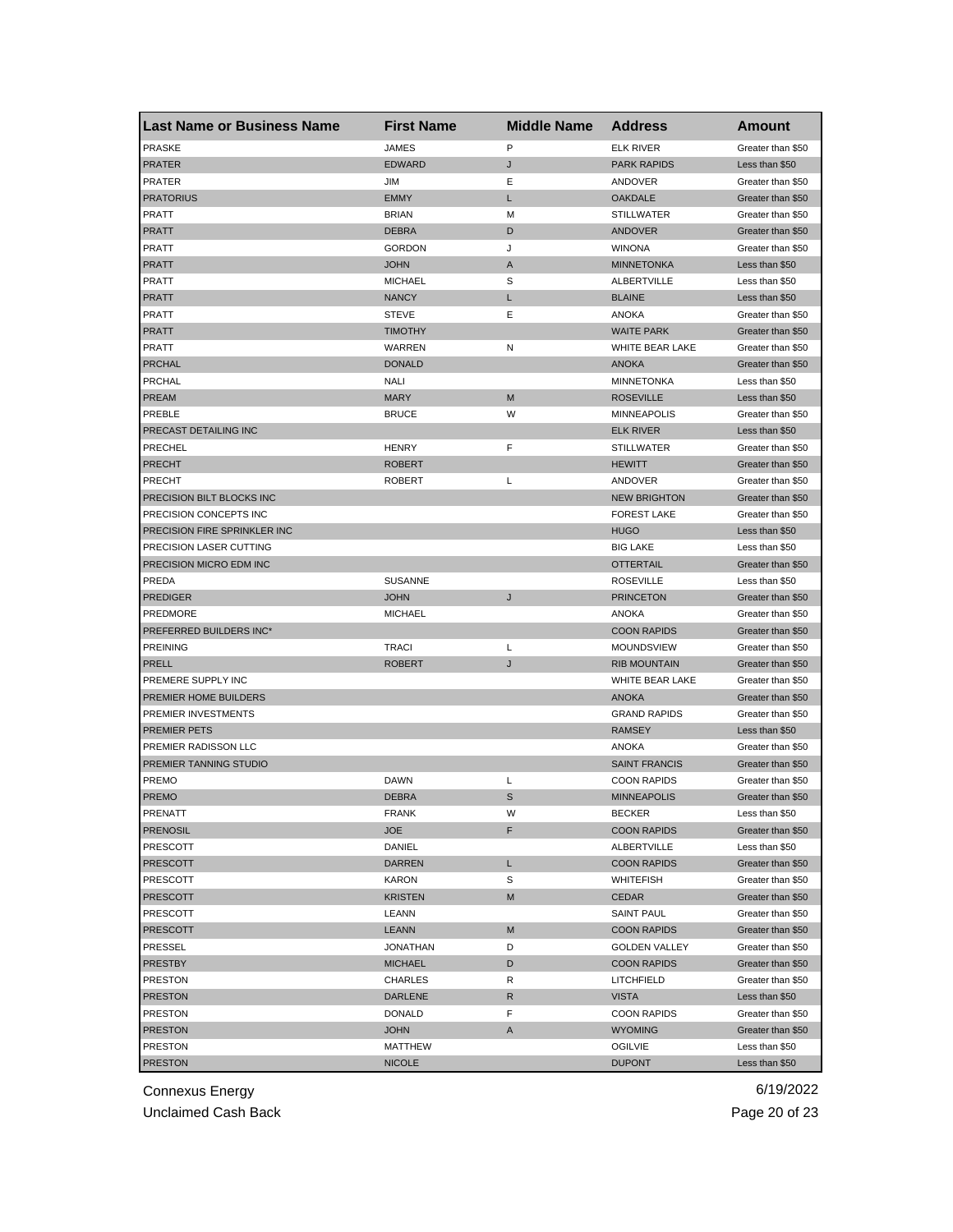| Last Name or Business Name | First Name | Middle Name | Address | Amount |
|---|---|---|---|---|
| PRASKE | JAMES | P | ELK RIVER | Greater than $50 |
| PRATER | EDWARD | J | PARK RAPIDS | Less than $50 |
| PRATER | JIM | E | ANDOVER | Greater than $50 |
| PRATORIUS | EMMY | L | OAKDALE | Greater than $50 |
| PRATT | BRIAN | M | STILLWATER | Greater than $50 |
| PRATT | DEBRA | D | ANDOVER | Greater than $50 |
| PRATT | GORDON | J | WINONA | Greater than $50 |
| PRATT | JOHN | A | MINNETONKA | Less than $50 |
| PRATT | MICHAEL | S | ALBERTVILLE | Less than $50 |
| PRATT | NANCY | L | BLAINE | Less than $50 |
| PRATT | STEVE | E | ANOKA | Greater than $50 |
| PRATT | TIMOTHY | | WAITE PARK | Greater than $50 |
| PRATT | WARREN | N | WHITE BEAR LAKE | Greater than $50 |
| PRCHAL | DONALD | | ANOKA | Greater than $50 |
| PRCHAL | NALI | | MINNETONKA | Less than $50 |
| PREAM | MARY | M | ROSEVILLE | Less than $50 |
| PREBLE | BRUCE | W | MINNEAPOLIS | Greater than $50 |
| PRECAST DETAILING INC | | | ELK RIVER | Less than $50 |
| PRECHEL | HENRY | F | STILLWATER | Greater than $50 |
| PRECHT | ROBERT | | HEWITT | Greater than $50 |
| PRECHT | ROBERT | L | ANDOVER | Greater than $50 |
| PRECISION BILT BLOCKS INC | | | NEW BRIGHTON | Greater than $50 |
| PRECISION CONCEPTS INC | | | FOREST LAKE | Greater than $50 |
| PRECISION FIRE SPRINKLER INC | | | HUGO | Less than $50 |
| PRECISION LASER CUTTING | | | BIG LAKE | Less than $50 |
| PRECISION MICRO EDM INC | | | OTTERTAIL | Greater than $50 |
| PREDA | SUSANNE | | ROSEVILLE | Less than $50 |
| PREDIGER | JOHN | J | PRINCETON | Greater than $50 |
| PREDMORE | MICHAEL | | ANOKA | Greater than $50 |
| PREFERRED BUILDERS INC* | | | COON RAPIDS | Greater than $50 |
| PREINING | TRACI | L | MOUNDSVIEW | Greater than $50 |
| PRELL | ROBERT | J | RIB MOUNTAIN | Greater than $50 |
| PREMERE SUPPLY INC | | | WHITE BEAR LAKE | Greater than $50 |
| PREMIER HOME BUILDERS | | | ANOKA | Greater than $50 |
| PREMIER INVESTMENTS | | | GRAND RAPIDS | Greater than $50 |
| PREMIER PETS | | | RAMSEY | Less than $50 |
| PREMIER RADISSON LLC | | | ANOKA | Greater than $50 |
| PREMIER TANNING STUDIO | | | SAINT FRANCIS | Greater than $50 |
| PREMO | DAWN | L | COON RAPIDS | Greater than $50 |
| PREMO | DEBRA | S | MINNEAPOLIS | Greater than $50 |
| PRENATT | FRANK | W | BECKER | Less than $50 |
| PRENOSIL | JOE | F | COON RAPIDS | Greater than $50 |
| PRESCOTT | DANIEL | | ALBERTVILLE | Less than $50 |
| PRESCOTT | DARREN | L | COON RAPIDS | Greater than $50 |
| PRESCOTT | KARON | S | WHITEFISH | Greater than $50 |
| PRESCOTT | KRISTEN | M | CEDAR | Greater than $50 |
| PRESCOTT | LEANN | | SAINT PAUL | Greater than $50 |
| PRESCOTT | LEANN | M | COON RAPIDS | Greater than $50 |
| PRESSEL | JONATHAN | D | GOLDEN VALLEY | Greater than $50 |
| PRESTBY | MICHAEL | D | COON RAPIDS | Greater than $50 |
| PRESTON | CHARLES | R | LITCHFIELD | Greater than $50 |
| PRESTON | DARLENE | R | VISTA | Less than $50 |
| PRESTON | DONALD | F | COON RAPIDS | Greater than $50 |
| PRESTON | JOHN | A | WYOMING | Greater than $50 |
| PRESTON | MATTHEW | | OGILVIE | Less than $50 |
| PRESTON | NICOLE | | DUPONT | Less than $50 |

Connexus Energy
Unclaimed Cash Back

6/19/2022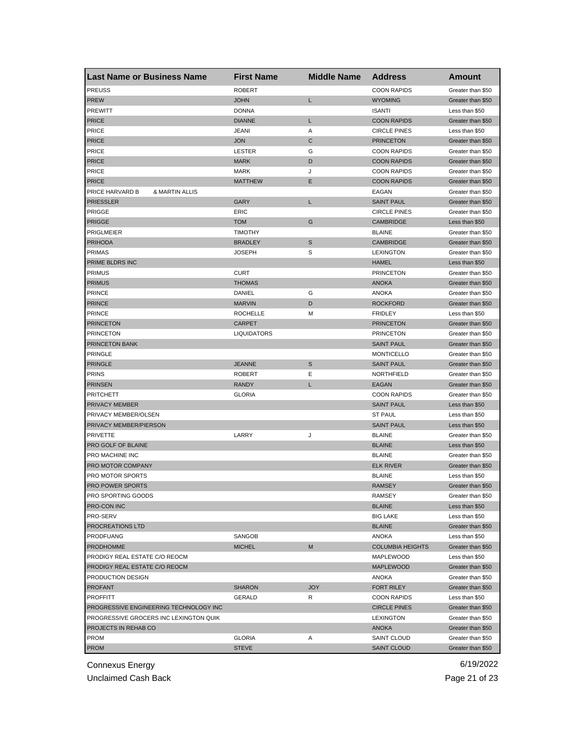| Last Name or Business Name | First Name | Middle Name | Address | Amount |
|---|---|---|---|---|
| PREUSS | ROBERT | | COON RAPIDS | Greater than $50 |
| PREW | JOHN | L | WYOMING | Greater than $50 |
| PREWITT | DONNA | | ISANTI | Less than $50 |
| PRICE | DIANNE | L | COON RAPIDS | Greater than $50 |
| PRICE | JEANI | A | CIRCLE PINES | Less than $50 |
| PRICE | JON | C | PRINCETON | Greater than $50 |
| PRICE | LESTER | G | COON RAPIDS | Greater than $50 |
| PRICE | MARK | D | COON RAPIDS | Greater than $50 |
| PRICE | MARK | J | COON RAPIDS | Greater than $50 |
| PRICE | MATTHEW | E | COON RAPIDS | Greater than $50 |
| PRICE HARVARD B & MARTIN ALLIS | | | EAGAN | Greater than $50 |
| PRIESSLER | GARY | L | SAINT PAUL | Greater than $50 |
| PRIGGE | ERIC | | CIRCLE PINES | Greater than $50 |
| PRIGGE | TOM | G | CAMBRIDGE | Less than $50 |
| PRIGLMEIER | TIMOTHY | | BLAINE | Greater than $50 |
| PRIHODA | BRADLEY | S | CAMBRIDGE | Greater than $50 |
| PRIMAS | JOSEPH | S | LEXINGTON | Greater than $50 |
| PRIME BLDRS INC | | | HAMEL | Less than $50 |
| PRIMUS | CURT | | PRINCETON | Greater than $50 |
| PRIMUS | THOMAS | | ANOKA | Greater than $50 |
| PRINCE | DANIEL | G | ANOKA | Greater than $50 |
| PRINCE | MARVIN | D | ROCKFORD | Greater than $50 |
| PRINCE | ROCHELLE | M | FRIDLEY | Less than $50 |
| PRINCETON | CARPET | | PRINCETON | Greater than $50 |
| PRINCETON | LIQUIDATORS | | PRINCETON | Greater than $50 |
| PRINCETON BANK | | | SAINT PAUL | Greater than $50 |
| PRINGLE | | | MONTICELLO | Greater than $50 |
| PRINGLE | JEANNE | S | SAINT PAUL | Greater than $50 |
| PRINS | ROBERT | E | NORTHFIELD | Greater than $50 |
| PRINSEN | RANDY | L | EAGAN | Greater than $50 |
| PRITCHETT | GLORIA | | COON RAPIDS | Greater than $50 |
| PRIVACY MEMBER | | | SAINT PAUL | Less than $50 |
| PRIVACY MEMBER/OLSEN | | | ST PAUL | Less than $50 |
| PRIVACY MEMBER/PIERSON | | | SAINT PAUL | Less than $50 |
| PRIVETTE | LARRY | J | BLAINE | Greater than $50 |
| PRO GOLF OF BLAINE | | | BLAINE | Less than $50 |
| PRO MACHINE INC | | | BLAINE | Greater than $50 |
| PRO MOTOR COMPANY | | | ELK RIVER | Greater than $50 |
| PRO MOTOR SPORTS | | | BLAINE | Less than $50 |
| PRO POWER SPORTS | | | RAMSEY | Greater than $50 |
| PRO SPORTING GOODS | | | RAMSEY | Greater than $50 |
| PRO-CON INC | | | BLAINE | Less than $50 |
| PRO-SERV | | | BIG LAKE | Less than $50 |
| PROCREATIONS LTD | | | BLAINE | Greater than $50 |
| PRODFUANG | SANGOB | | ANOKA | Less than $50 |
| PRODHOMME | MICHEL | M | COLUMBIA HEIGHTS | Greater than $50 |
| PRODIGY REAL ESTATE C/O REOCM | | | MAPLEWOOD | Less than $50 |
| PRODIGY REAL ESTATE C/O REOCM | | | MAPLEWOOD | Greater than $50 |
| PRODUCTION DESIGN | | | ANOKA | Greater than $50 |
| PROFANT | SHARON | JOY | FORT RILEY | Greater than $50 |
| PROFFITT | GERALD | R | COON RAPIDS | Less than $50 |
| PROGRESSIVE ENGINEERING TECHNOLOGY INC | | | CIRCLE PINES | Greater than $50 |
| PROGRESSIVE GROCERS INC LEXINGTON QUIK | | | LEXINGTON | Greater than $50 |
| PROJECTS IN REHAB CO | | | ANOKA | Greater than $50 |
| PROM | GLORIA | A | SAINT CLOUD | Greater than $50 |
| PROM | STEVE | | SAINT CLOUD | Greater than $50 |

Connexus Energy

Unclaimed Cash Back

6/19/2022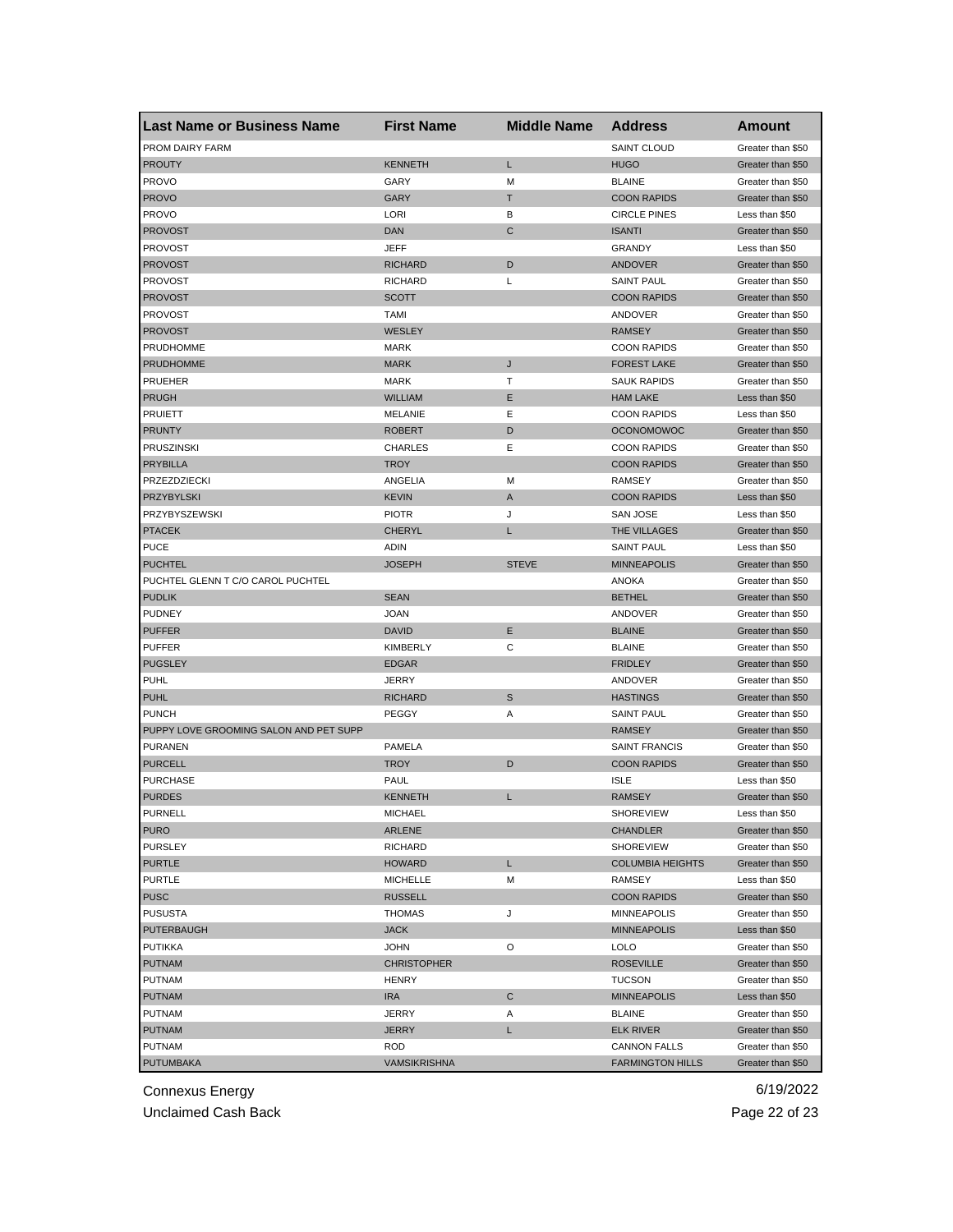| Last Name or Business Name | First Name | Middle Name | Address | Amount |
|---|---|---|---|---|
| PROM DAIRY FARM | | | SAINT CLOUD | Greater than $50 |
| PROUTY | KENNETH | L | HUGO | Greater than $50 |
| PROVO | GARY | M | BLAINE | Greater than $50 |
| PROVO | GARY | T | COON RAPIDS | Greater than $50 |
| PROVO | LORI | B | CIRCLE PINES | Less than $50 |
| PROVOST | DAN | C | ISANTI | Greater than $50 |
| PROVOST | JEFF | | GRANDY | Less than $50 |
| PROVOST | RICHARD | D | ANDOVER | Greater than $50 |
| PROVOST | RICHARD | L | SAINT PAUL | Greater than $50 |
| PROVOST | SCOTT | | COON RAPIDS | Greater than $50 |
| PROVOST | TAMI | | ANDOVER | Greater than $50 |
| PROVOST | WESLEY | | RAMSEY | Greater than $50 |
| PRUDHOMME | MARK | | COON RAPIDS | Greater than $50 |
| PRUDHOMME | MARK | J | FOREST LAKE | Greater than $50 |
| PRUEHER | MARK | T | SAUK RAPIDS | Greater than $50 |
| PRUGH | WILLIAM | E | HAM LAKE | Less than $50 |
| PRUIETT | MELANIE | E | COON RAPIDS | Less than $50 |
| PRUNTY | ROBERT | D | OCONOMOWOC | Greater than $50 |
| PRUSZINSKI | CHARLES | E | COON RAPIDS | Greater than $50 |
| PRYBILLA | TROY | | COON RAPIDS | Greater than $50 |
| PRZEZDZIECKI | ANGELIA | M | RAMSEY | Greater than $50 |
| PRZYBYLSKI | KEVIN | A | COON RAPIDS | Less than $50 |
| PRZYBYSZEWSKI | PIOTR | J | SAN JOSE | Less than $50 |
| PTACEK | CHERYL | L | THE VILLAGES | Greater than $50 |
| PUCE | ADIN | | SAINT PAUL | Less than $50 |
| PUCHTEL | JOSEPH | STEVE | MINNEAPOLIS | Greater than $50 |
| PUCHTEL GLENN T C/O CAROL PUCHTEL | | | ANOKA | Greater than $50 |
| PUDLIK | SEAN | | BETHEL | Greater than $50 |
| PUDNEY | JOAN | | ANDOVER | Greater than $50 |
| PUFFER | DAVID | E | BLAINE | Greater than $50 |
| PUFFER | KIMBERLY | C | BLAINE | Greater than $50 |
| PUGSLEY | EDGAR | | FRIDLEY | Greater than $50 |
| PUHL | JERRY | | ANDOVER | Greater than $50 |
| PUHL | RICHARD | S | HASTINGS | Greater than $50 |
| PUNCH | PEGGY | A | SAINT PAUL | Greater than $50 |
| PUPPY LOVE GROOMING SALON AND PET SUPP | | | RAMSEY | Greater than $50 |
| PURANEN | PAMELA | | SAINT FRANCIS | Greater than $50 |
| PURCELL | TROY | D | COON RAPIDS | Greater than $50 |
| PURCHASE | PAUL | | ISLE | Less than $50 |
| PURDES | KENNETH | L | RAMSEY | Greater than $50 |
| PURNELL | MICHAEL | | SHOREVIEW | Less than $50 |
| PURO | ARLENE | | CHANDLER | Greater than $50 |
| PURSLEY | RICHARD | | SHOREVIEW | Greater than $50 |
| PURTLE | HOWARD | L | COLUMBIA HEIGHTS | Greater than $50 |
| PURTLE | MICHELLE | M | RAMSEY | Less than $50 |
| PUSC | RUSSELL | | COON RAPIDS | Greater than $50 |
| PUSUSTA | THOMAS | J | MINNEAPOLIS | Greater than $50 |
| PUTERBAUGH | JACK | | MINNEAPOLIS | Less than $50 |
| PUTIKKA | JOHN | O | LOLO | Greater than $50 |
| PUTNAM | CHRISTOPHER | | ROSEVILLE | Greater than $50 |
| PUTNAM | HENRY | | TUCSON | Greater than $50 |
| PUTNAM | IRA | C | MINNEAPOLIS | Less than $50 |
| PUTNAM | JERRY | A | BLAINE | Greater than $50 |
| PUTNAM | JERRY | L | ELK RIVER | Greater than $50 |
| PUTNAM | ROD | | CANNON FALLS | Greater than $50 |
| PUTUMBAKA | VAMSIKRISHNA | | FARMINGTON HILLS | Greater than $50 |

Connexus Energy
Unclaimed Cash Back

6/19/2022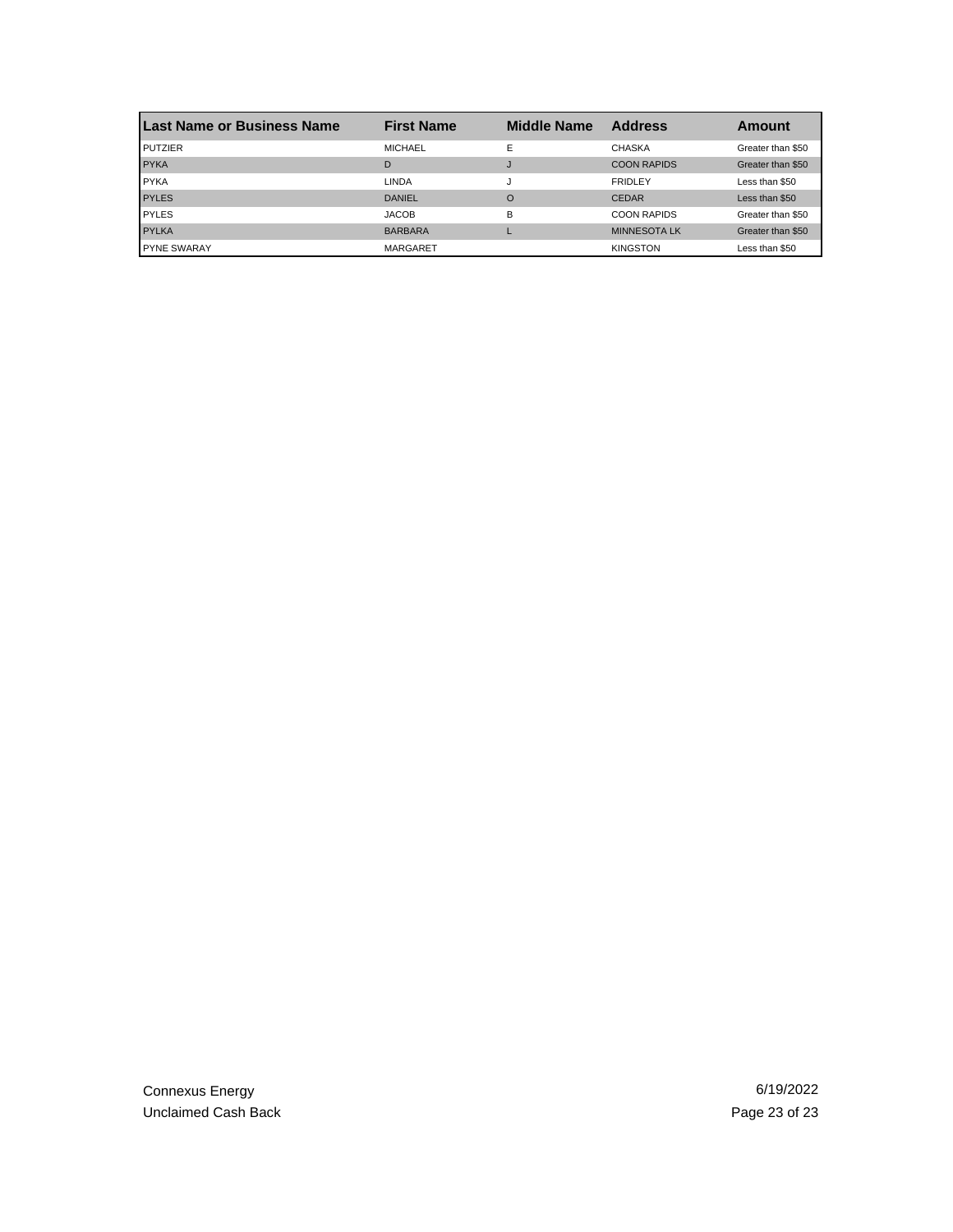| Last Name or Business Name | First Name | Middle Name | Address | Amount |
| --- | --- | --- | --- | --- |
| PUTZIER | MICHAEL | E | CHASKA | Greater than $50 |
| PYKA | D | J | COON RAPIDS | Greater than $50 |
| PYKA | LINDA | J | FRIDLEY | Less than $50 |
| PYLES | DANIEL | O | CEDAR | Less than $50 |
| PYLES | JACOB | B | COON RAPIDS | Greater than $50 |
| PYLKA | BARBARA | L | MINNESOTA LK | Greater than $50 |
| PYNE SWARAY | MARGARET | | KINGSTON | Less than $50 |